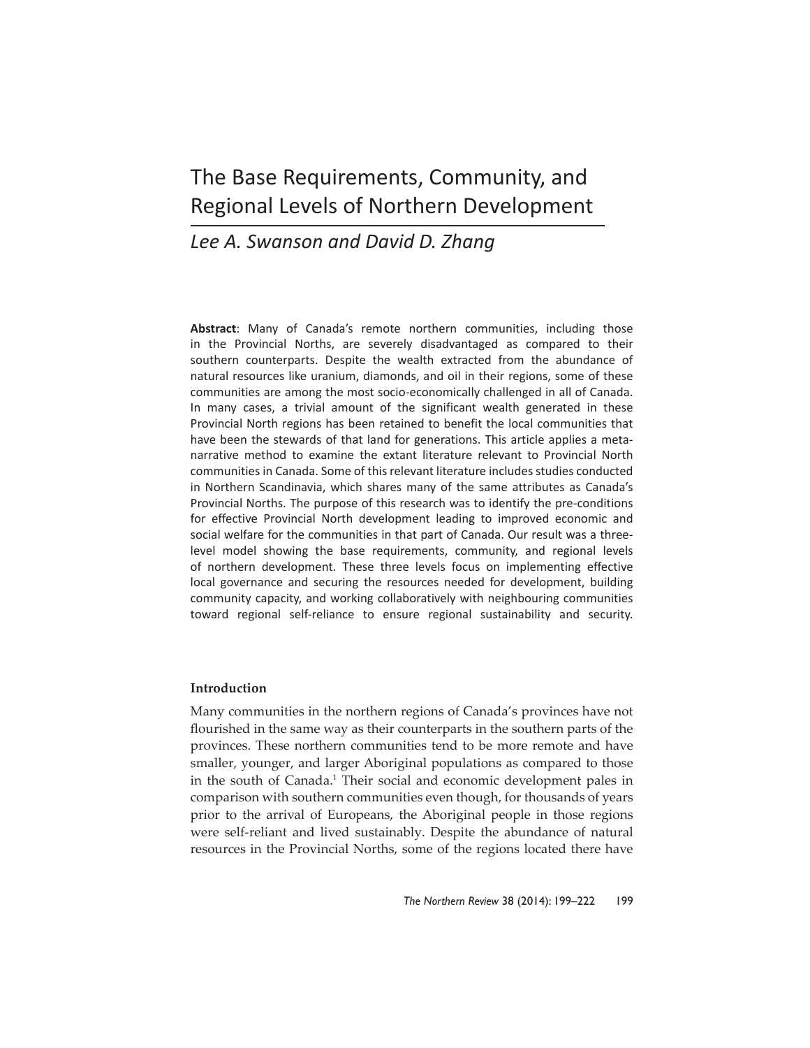# The Base Requirements, Community, and Regional Levels of Northern Development

*Lee A. Swanson and David D. Zhang*

**Abstract**: Many of Canada's remote northern communities, including those in the Provincial Norths, are severely disadvantaged as compared to their southern counterparts. Despite the wealth extracted from the abundance of natural resources like uranium, diamonds, and oil in their regions, some of these communities are among the most socio-economically challenged in all of Canada. In many cases, a trivial amount of the significant wealth generated in these Provincial North regions has been retained to benefit the local communities that have been the stewards of that land for generations. This article applies a meta-narrative method to examine the extant literature relevant to Provincial North communities in Canada. Some of this relevant literature includes studies conducted in Northern Scandinavia, which shares many of the same attributes as Canada's Provincial Norths. The purpose of this research was to identify the pre-conditions for effective Provincial North development leading to improved economic and social welfare for the communities in that part of Canada. Our result was a three-level model showing the base requirements, community, and regional levels of northern development. These three levels focus on implementing effective local governance and securing the resources needed for development, building community capacity, and working collaboratively with neighbouring communities toward regional self-reliance to ensure regional sustainability and security.

## Introduction

Many communities in the northern regions of Canada's provinces have not flourished in the same way as their counterparts in the southern parts of the provinces. These northern communities tend to be more remote and have smaller, younger, and larger Aboriginal populations as compared to those in the south of Canada.[1] Their social and economic development pales in comparison with southern communities even though, for thousands of years prior to the arrival of Europeans, the Aboriginal people in those regions were self-reliant and lived sustainably. Despite the abundance of natural resources in the Provincial Norths, some of the regions located there have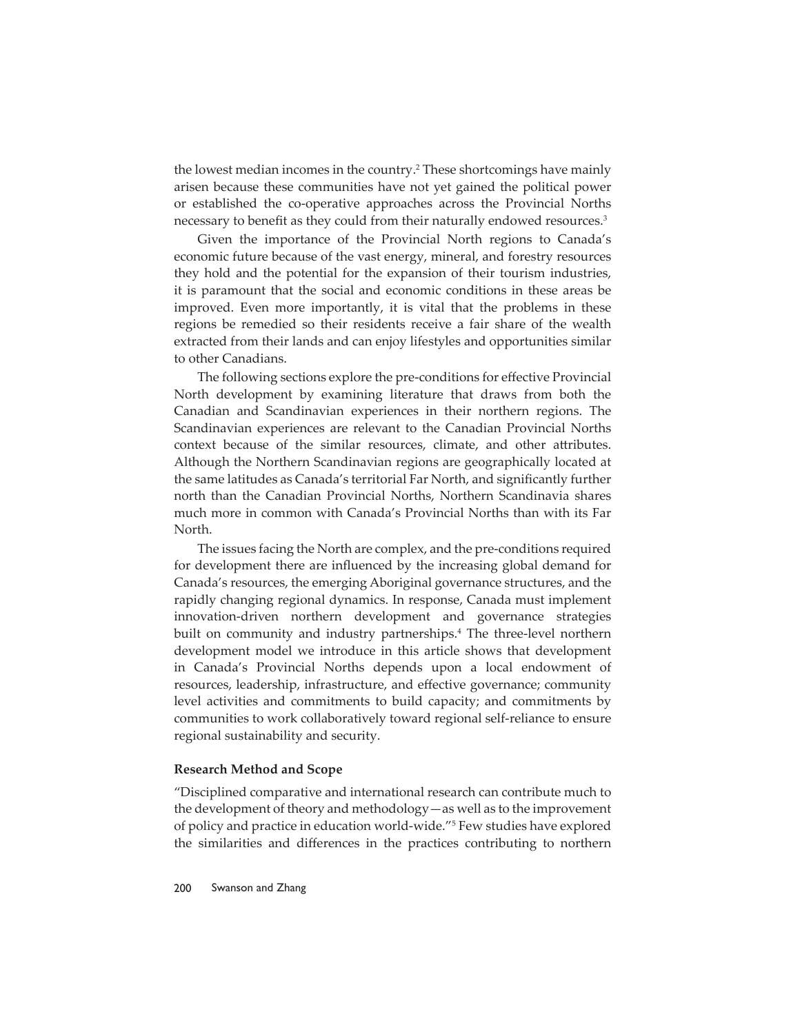the lowest median incomes in the country.[2] These shortcomings have mainly arisen because these communities have not yet gained the political power or established the co-operative approaches across the Provincial Norths necessary to benefit as they could from their naturally endowed resources.[3]

Given the importance of the Provincial North regions to Canada's economic future because of the vast energy, mineral, and forestry resources they hold and the potential for the expansion of their tourism industries, it is paramount that the social and economic conditions in these areas be improved. Even more importantly, it is vital that the problems in these regions be remedied so their residents receive a fair share of the wealth extracted from their lands and can enjoy lifestyles and opportunities similar to other Canadians.

The following sections explore the pre-conditions for effective Provincial North development by examining literature that draws from both the Canadian and Scandinavian experiences in their northern regions. The Scandinavian experiences are relevant to the Canadian Provincial Norths context because of the similar resources, climate, and other attributes. Although the Northern Scandinavian regions are geographically located at the same latitudes as Canada's territorial Far North, and significantly further north than the Canadian Provincial Norths, Northern Scandinavia shares much more in common with Canada's Provincial Norths than with its Far North.

The issues facing the North are complex, and the pre-conditions required for development there are influenced by the increasing global demand for Canada's resources, the emerging Aboriginal governance structures, and the rapidly changing regional dynamics. In response, Canada must implement innovation-driven northern development and governance strategies built on community and industry partnerships.[4] The three-level northern development model we introduce in this article shows that development in Canada's Provincial Norths depends upon a local endowment of resources, leadership, infrastructure, and effective governance; community level activities and commitments to build capacity; and commitments by communities to work collaboratively toward regional self-reliance to ensure regional sustainability and security.

### Research Method and Scope

"Disciplined comparative and international research can contribute much to the development of theory and methodology—as well as to the improvement of policy and practice in education world-wide."[5] Few studies have explored the similarities and differences in the practices contributing to northern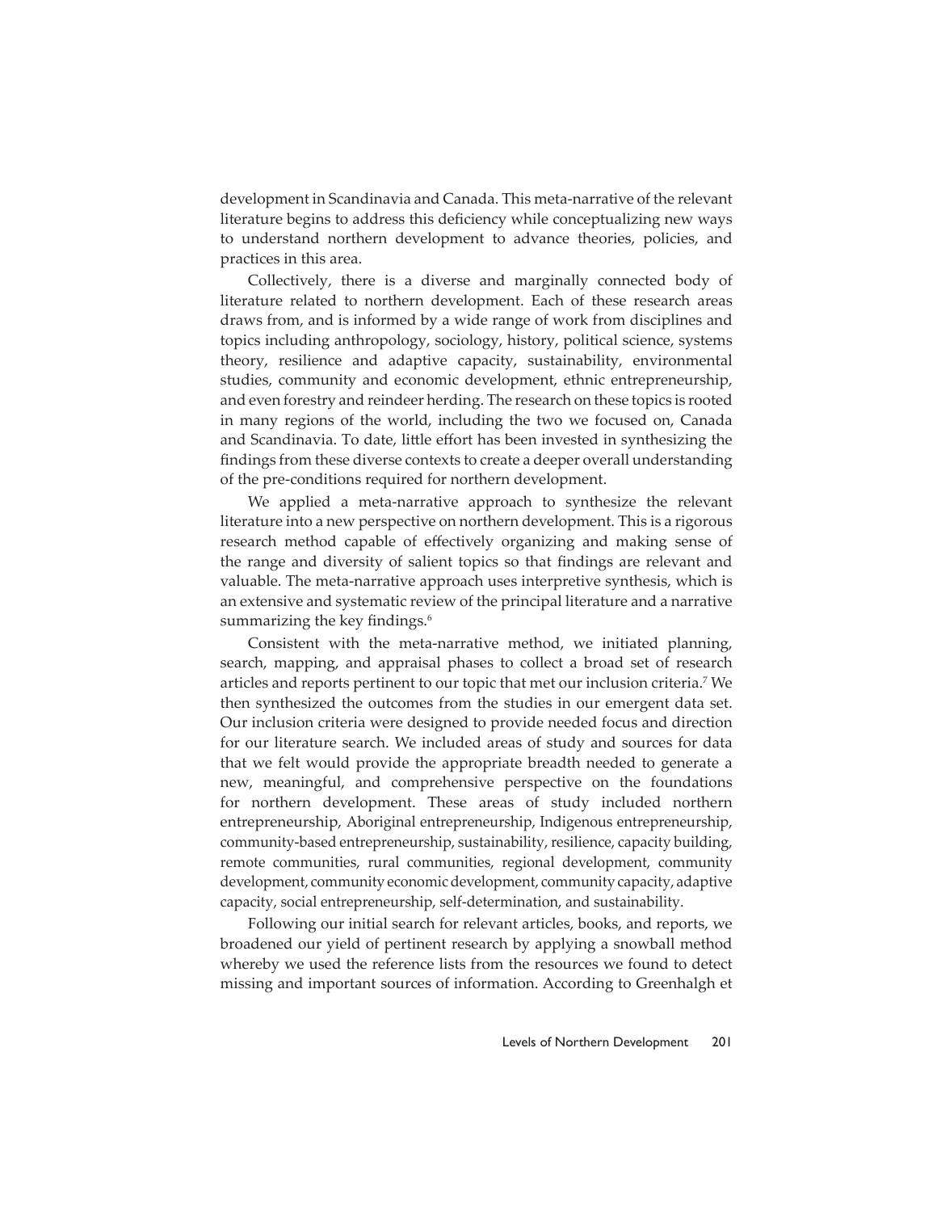development in Scandinavia and Canada. This meta-narrative of the relevant literature begins to address this deficiency while conceptualizing new ways to understand northern development to advance theories, policies, and practices in this area.

Collectively, there is a diverse and marginally connected body of literature related to northern development. Each of these research areas draws from, and is informed by a wide range of work from disciplines and topics including anthropology, sociology, history, political science, systems theory, resilience and adaptive capacity, sustainability, environmental studies, community and economic development, ethnic entrepreneurship, and even forestry and reindeer herding. The research on these topics is rooted in many regions of the world, including the two we focused on, Canada and Scandinavia. To date, little effort has been invested in synthesizing the findings from these diverse contexts to create a deeper overall understanding of the pre-conditions required for northern development.

We applied a meta-narrative approach to synthesize the relevant literature into a new perspective on northern development. This is a rigorous research method capable of effectively organizing and making sense of the range and diversity of salient topics so that findings are relevant and valuable. The meta-narrative approach uses interpretive synthesis, which is an extensive and systematic review of the principal literature and a narrative summarizing the key findings.[6]

Consistent with the meta-narrative method, we initiated planning, search, mapping, and appraisal phases to collect a broad set of research articles and reports pertinent to our topic that met our inclusion criteria.[7] We then synthesized the outcomes from the studies in our emergent data set. Our inclusion criteria were designed to provide needed focus and direction for our literature search. We included areas of study and sources for data that we felt would provide the appropriate breadth needed to generate a new, meaningful, and comprehensive perspective on the foundations for northern development. These areas of study included northern entrepreneurship, Aboriginal entrepreneurship, Indigenous entrepreneurship, community-based entrepreneurship, sustainability, resilience, capacity building, remote communities, rural communities, regional development, community development, community economic development, community capacity, adaptive capacity, social entrepreneurship, self-determination, and sustainability.

Following our initial search for relevant articles, books, and reports, we broadened our yield of pertinent research by applying a snowball method whereby we used the reference lists from the resources we found to detect missing and important sources of information. According to Greenhalgh et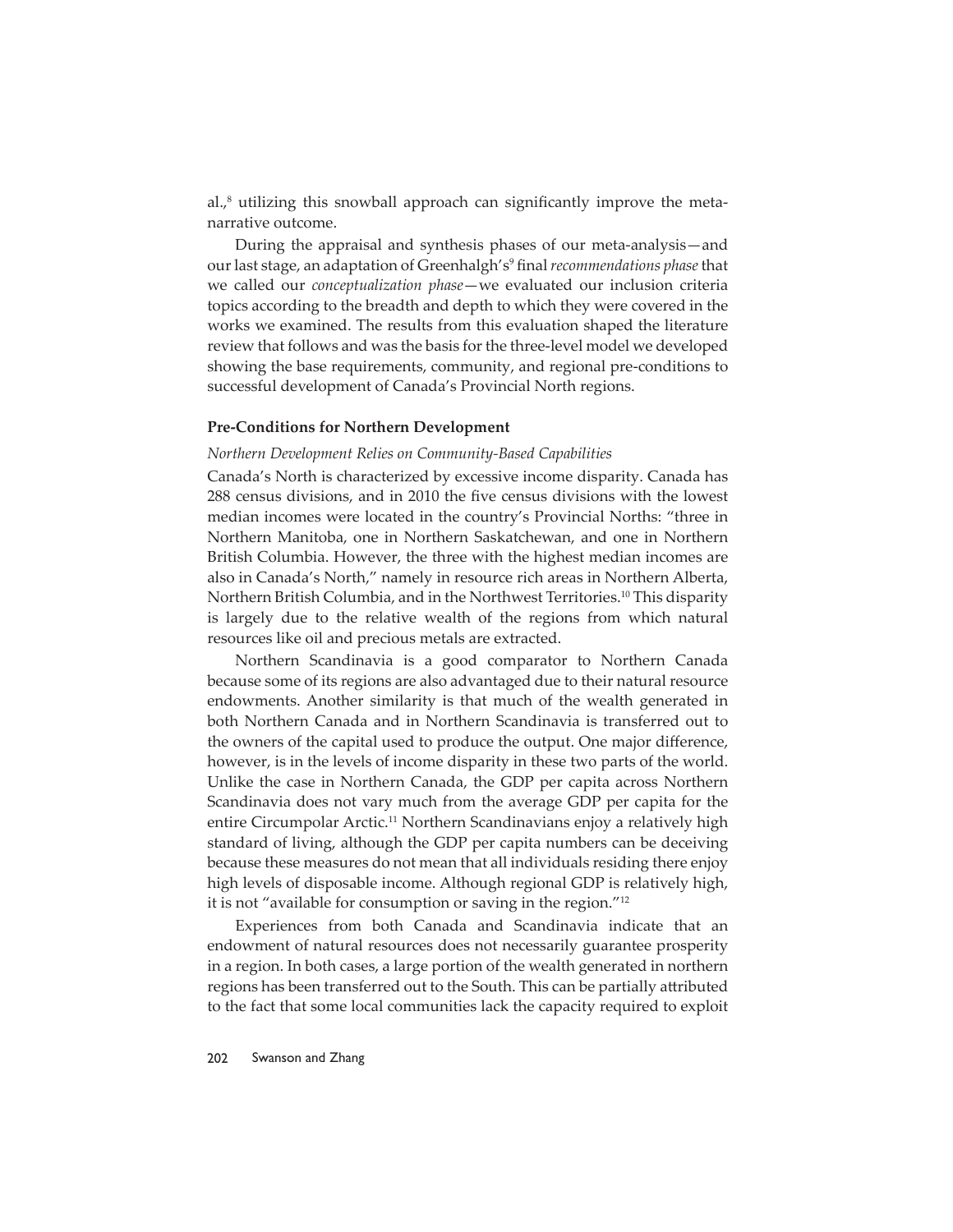al.,[8] utilizing this snowball approach can significantly improve the meta-narrative outcome.

During the appraisal and synthesis phases of our meta-analysis—and our last stage, an adaptation of Greenhalgh's[9] final *recommendations phase* that we called our *conceptualization phase*—we evaluated our inclusion criteria topics according to the breadth and depth to which they were covered in the works we examined. The results from this evaluation shaped the literature review that follows and was the basis for the three-level model we developed showing the base requirements, community, and regional pre-conditions to successful development of Canada's Provincial North regions.

### Pre-Conditions for Northern Development

#### *Northern Development Relies on Community-Based Capabilities*

Canada's North is characterized by excessive income disparity. Canada has 288 census divisions, and in 2010 the five census divisions with the lowest median incomes were located in the country's Provincial Norths: "three in Northern Manitoba, one in Northern Saskatchewan, and one in Northern British Columbia. However, the three with the highest median incomes are also in Canada's North," namely in resource rich areas in Northern Alberta, Northern British Columbia, and in the Northwest Territories.[10] This disparity is largely due to the relative wealth of the regions from which natural resources like oil and precious metals are extracted.

Northern Scandinavia is a good comparator to Northern Canada because some of its regions are also advantaged due to their natural resource endowments. Another similarity is that much of the wealth generated in both Northern Canada and in Northern Scandinavia is transferred out to the owners of the capital used to produce the output. One major difference, however, is in the levels of income disparity in these two parts of the world. Unlike the case in Northern Canada, the GDP per capita across Northern Scandinavia does not vary much from the average GDP per capita for the entire Circumpolar Arctic.[11] Northern Scandinavians enjoy a relatively high standard of living, although the GDP per capita numbers can be deceiving because these measures do not mean that all individuals residing there enjoy high levels of disposable income. Although regional GDP is relatively high, it is not "available for consumption or saving in the region."[12]

Experiences from both Canada and Scandinavia indicate that an endowment of natural resources does not necessarily guarantee prosperity in a region. In both cases, a large portion of the wealth generated in northern regions has been transferred out to the South. This can be partially attributed to the fact that some local communities lack the capacity required to exploit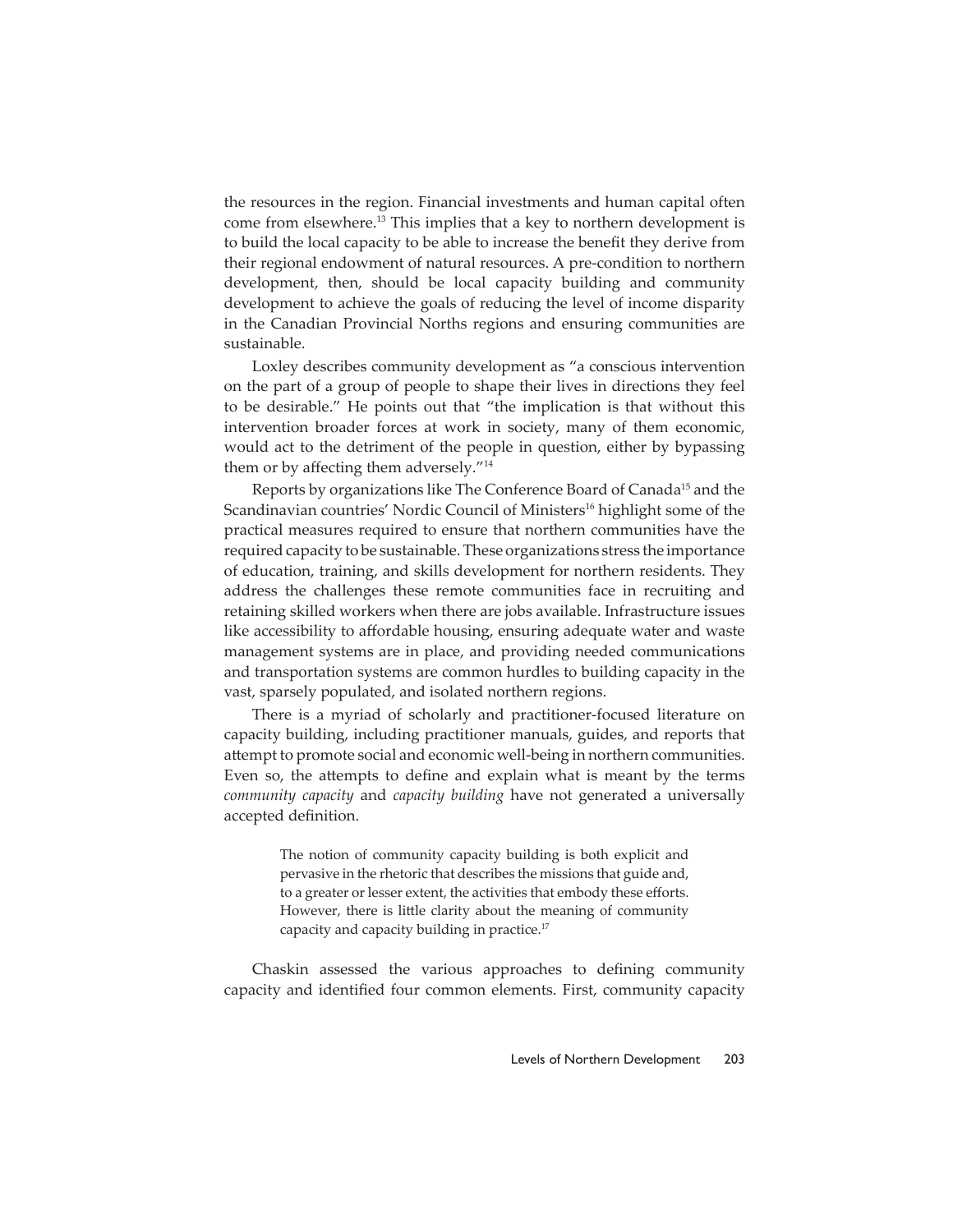the resources in the region. Financial investments and human capital often come from elsewhere.[13] This implies that a key to northern development is to build the local capacity to be able to increase the benefit they derive from their regional endowment of natural resources. A pre-condition to northern development, then, should be local capacity building and community development to achieve the goals of reducing the level of income disparity in the Canadian Provincial Norths regions and ensuring communities are sustainable.

Loxley describes community development as "a conscious intervention on the part of a group of people to shape their lives in directions they feel to be desirable." He points out that "the implication is that without this intervention broader forces at work in society, many of them economic, would act to the detriment of the people in question, either by bypassing them or by affecting them adversely."[14]

Reports by organizations like The Conference Board of Canada[15] and the Scandinavian countries' Nordic Council of Ministers[16] highlight some of the practical measures required to ensure that northern communities have the required capacity to be sustainable. These organizations stress the importance of education, training, and skills development for northern residents. They address the challenges these remote communities face in recruiting and retaining skilled workers when there are jobs available. Infrastructure issues like accessibility to affordable housing, ensuring adequate water and waste management systems are in place, and providing needed communications and transportation systems are common hurdles to building capacity in the vast, sparsely populated, and isolated northern regions.

There is a myriad of scholarly and practitioner-focused literature on capacity building, including practitioner manuals, guides, and reports that attempt to promote social and economic well-being in northern communities. Even so, the attempts to define and explain what is meant by the terms *community capacity* and *capacity building* have not generated a universally accepted definition.

> The notion of community capacity building is both explicit and pervasive in the rhetoric that describes the missions that guide and, to a greater or lesser extent, the activities that embody these efforts. However, there is little clarity about the meaning of community capacity and capacity building in practice.[17]

Chaskin assessed the various approaches to defining community capacity and identified four common elements. First, community capacity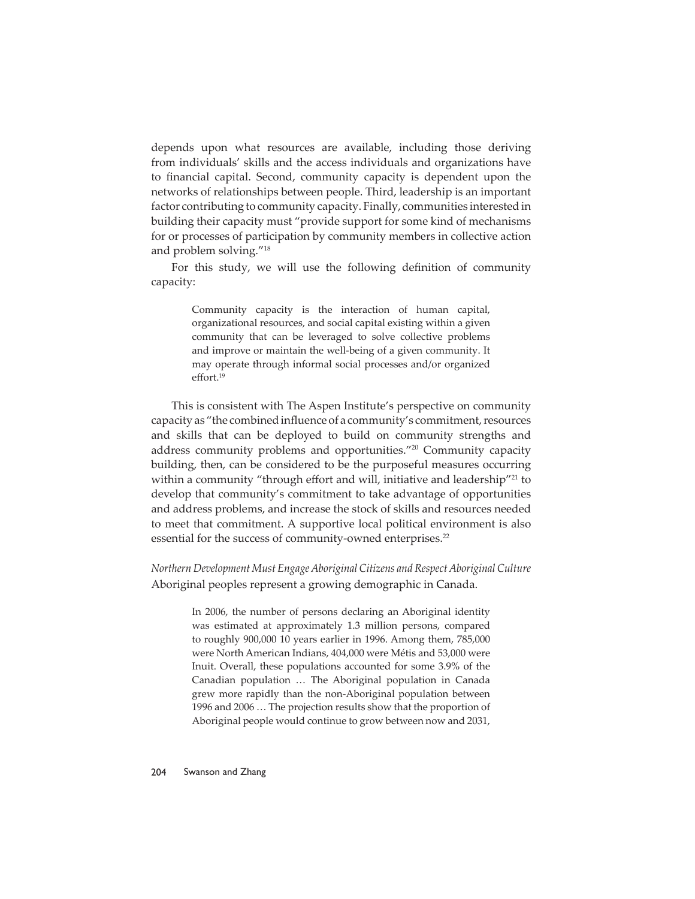depends upon what resources are available, including those deriving from individuals' skills and the access individuals and organizations have to financial capital. Second, community capacity is dependent upon the networks of relationships between people. Third, leadership is an important factor contributing to community capacity. Finally, communities interested in building their capacity must "provide support for some kind of mechanisms for or processes of participation by community members in collective action and problem solving."[18]

For this study, we will use the following definition of community capacity:

> Community capacity is the interaction of human capital, organizational resources, and social capital existing within a given community that can be leveraged to solve collective problems and improve or maintain the well-being of a given community. It may operate through informal social processes and/or organized effort.[19]

This is consistent with The Aspen Institute's perspective on community capacity as "the combined influence of a community's commitment, resources and skills that can be deployed to build on community strengths and address community problems and opportunities."[20] Community capacity building, then, can be considered to be the purposeful measures occurring within a community "through effort and will, initiative and leadership"[21] to develop that community's commitment to take advantage of opportunities and address problems, and increase the stock of skills and resources needed to meet that commitment. A supportive local political environment is also essential for the success of community-owned enterprises.[22]

*Northern Development Must Engage Aboriginal Citizens and Respect Aboriginal Culture*

Aboriginal peoples represent a growing demographic in Canada.

> In 2006, the number of persons declaring an Aboriginal identity was estimated at approximately 1.3 million persons, compared to roughly 900,000 10 years earlier in 1996. Among them, 785,000 were North American Indians, 404,000 were Métis and 53,000 were Inuit. Overall, these populations accounted for some 3.9% of the Canadian population … The Aboriginal population in Canada grew more rapidly than the non-Aboriginal population between 1996 and 2006 … The projection results show that the proportion of Aboriginal people would continue to grow between now and 2031,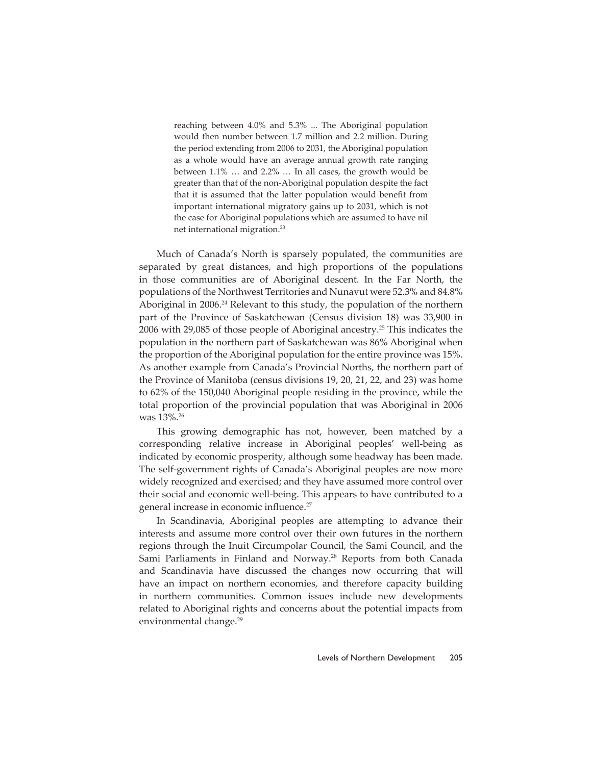> reaching between 4.0% and 5.3% ... The Aboriginal population would then number between 1.7 million and 2.2 million. During the period extending from 2006 to 2031, the Aboriginal population as a whole would have an average annual growth rate ranging between 1.1% … and 2.2% … In all cases, the growth would be greater than that of the non-Aboriginal population despite the fact that it is assumed that the latter population would benefit from important international migratory gains up to 2031, which is not the case for Aboriginal populations which are assumed to have nil net international migration.[23]

Much of Canada's North is sparsely populated, the communities are separated by great distances, and high proportions of the populations in those communities are of Aboriginal descent. In the Far North, the populations of the Northwest Territories and Nunavut were 52.3% and 84.8% Aboriginal in 2006.[24] Relevant to this study, the population of the northern part of the Province of Saskatchewan (Census division 18) was 33,900 in 2006 with 29,085 of those people of Aboriginal ancestry.[25] This indicates the population in the northern part of Saskatchewan was 86% Aboriginal when the proportion of the Aboriginal population for the entire province was 15%. As another example from Canada's Provincial Norths, the northern part of the Province of Manitoba (census divisions 19, 20, 21, 22, and 23) was home to 62% of the 150,040 Aboriginal people residing in the province, while the total proportion of the provincial population that was Aboriginal in 2006 was 13%.[26]

This growing demographic has not, however, been matched by a corresponding relative increase in Aboriginal peoples' well-being as indicated by economic prosperity, although some headway has been made. The self-government rights of Canada's Aboriginal peoples are now more widely recognized and exercised; and they have assumed more control over their social and economic well-being. This appears to have contributed to a general increase in economic influence.[27]

In Scandinavia, Aboriginal peoples are attempting to advance their interests and assume more control over their own futures in the northern regions through the Inuit Circumpolar Council, the Sami Council, and the Sami Parliaments in Finland and Norway.[28] Reports from both Canada and Scandinavia have discussed the changes now occurring that will have an impact on northern economies, and therefore capacity building in northern communities. Common issues include new developments related to Aboriginal rights and concerns about the potential impacts from environmental change.[29]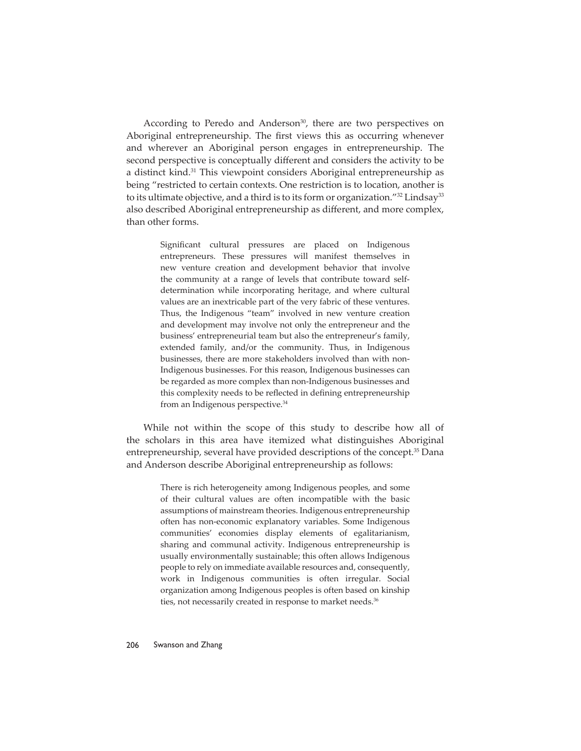According to Peredo and Anderson[30], there are two perspectives on Aboriginal entrepreneurship. The first views this as occurring whenever and wherever an Aboriginal person engages in entrepreneurship. The second perspective is conceptually different and considers the activity to be a distinct kind.[31] This viewpoint considers Aboriginal entrepreneurship as being "restricted to certain contexts. One restriction is to location, another is to its ultimate objective, and a third is to its form or organization."[32] Lindsay[33] also described Aboriginal entrepreneurship as different, and more complex, than other forms.

> Significant cultural pressures are placed on Indigenous entrepreneurs. These pressures will manifest themselves in new venture creation and development behavior that involve the community at a range of levels that contribute toward self-determination while incorporating heritage, and where cultural values are an inextricable part of the very fabric of these ventures. Thus, the Indigenous "team" involved in new venture creation and development may involve not only the entrepreneur and the business' entrepreneurial team but also the entrepreneur's family, extended family, and/or the community. Thus, in Indigenous businesses, there are more stakeholders involved than with non-Indigenous businesses. For this reason, Indigenous businesses can be regarded as more complex than non-Indigenous businesses and this complexity needs to be reflected in defining entrepreneurship from an Indigenous perspective.[34]

While not within the scope of this study to describe how all of the scholars in this area have itemized what distinguishes Aboriginal entrepreneurship, several have provided descriptions of the concept.[35] Dana and Anderson describe Aboriginal entrepreneurship as follows:

> There is rich heterogeneity among Indigenous peoples, and some of their cultural values are often incompatible with the basic assumptions of mainstream theories. Indigenous entrepreneurship often has non-economic explanatory variables. Some Indigenous communities' economies display elements of egalitarianism, sharing and communal activity. Indigenous entrepreneurship is usually environmentally sustainable; this often allows Indigenous people to rely on immediate available resources and, consequently, work in Indigenous communities is often irregular. Social organization among Indigenous peoples is often based on kinship ties, not necessarily created in response to market needs.[36]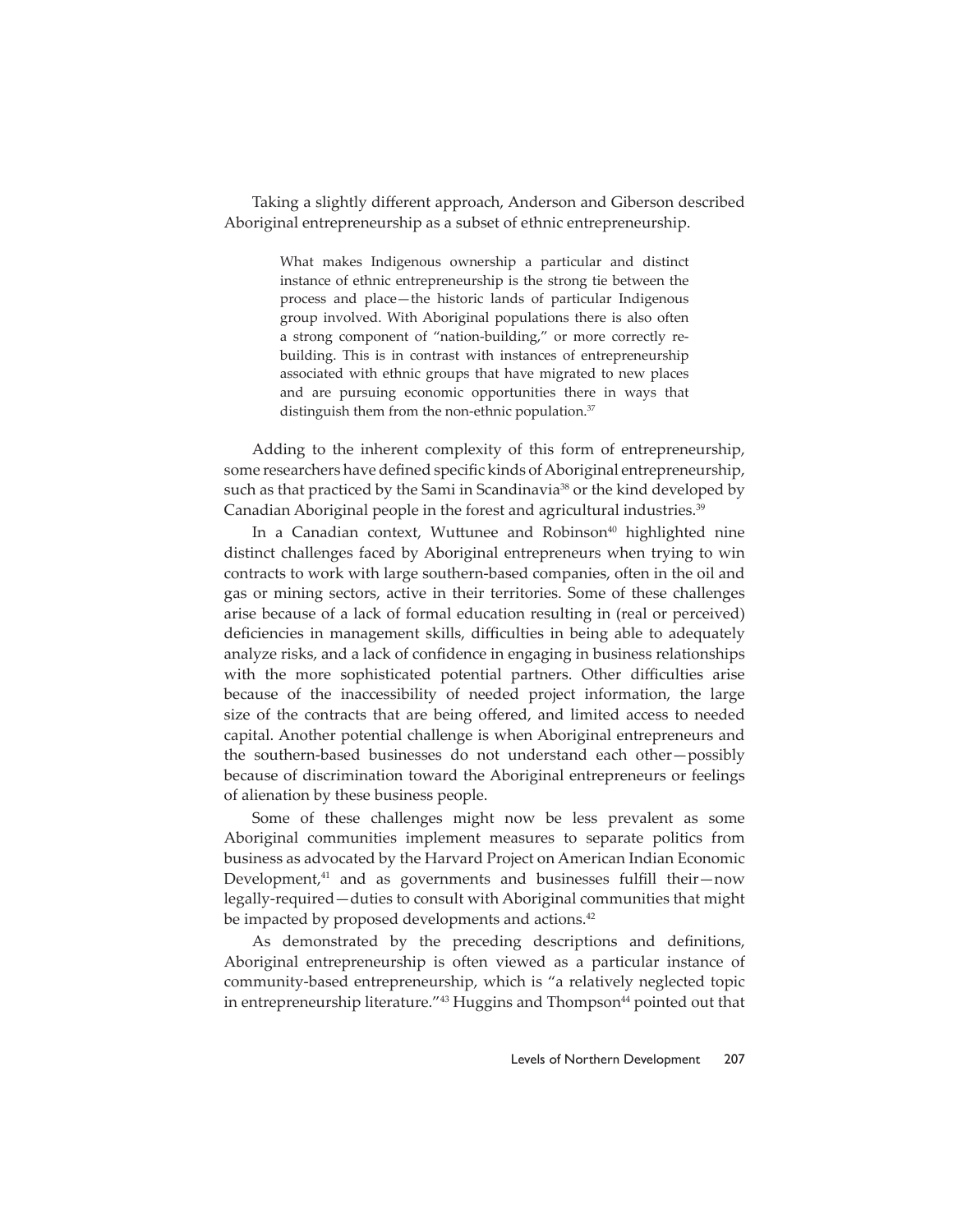Taking a slightly different approach, Anderson and Giberson described Aboriginal entrepreneurship as a subset of ethnic entrepreneurship.

> What makes Indigenous ownership a particular and distinct instance of ethnic entrepreneurship is the strong tie between the process and place—the historic lands of particular Indigenous group involved. With Aboriginal populations there is also often a strong component of "nation-building," or more correctly re-building. This is in contrast with instances of entrepreneurship associated with ethnic groups that have migrated to new places and are pursuing economic opportunities there in ways that distinguish them from the non-ethnic population.[37]

Adding to the inherent complexity of this form of entrepreneurship, some researchers have defined specific kinds of Aboriginal entrepreneurship, such as that practiced by the Sami in Scandinavia[38] or the kind developed by Canadian Aboriginal people in the forest and agricultural industries.[39]

In a Canadian context, Wuttunee and Robinson[40] highlighted nine distinct challenges faced by Aboriginal entrepreneurs when trying to win contracts to work with large southern-based companies, often in the oil and gas or mining sectors, active in their territories. Some of these challenges arise because of a lack of formal education resulting in (real or perceived) deficiencies in management skills, difficulties in being able to adequately analyze risks, and a lack of confidence in engaging in business relationships with the more sophisticated potential partners. Other difficulties arise because of the inaccessibility of needed project information, the large size of the contracts that are being offered, and limited access to needed capital. Another potential challenge is when Aboriginal entrepreneurs and the southern-based businesses do not understand each other—possibly because of discrimination toward the Aboriginal entrepreneurs or feelings of alienation by these business people.

Some of these challenges might now be less prevalent as some Aboriginal communities implement measures to separate politics from business as advocated by the Harvard Project on American Indian Economic Development,[41] and as governments and businesses fulfill their—now legally-required—duties to consult with Aboriginal communities that might be impacted by proposed developments and actions.[42]

As demonstrated by the preceding descriptions and definitions, Aboriginal entrepreneurship is often viewed as a particular instance of community-based entrepreneurship, which is "a relatively neglected topic in entrepreneurship literature."[43] Huggins and Thompson[44] pointed out that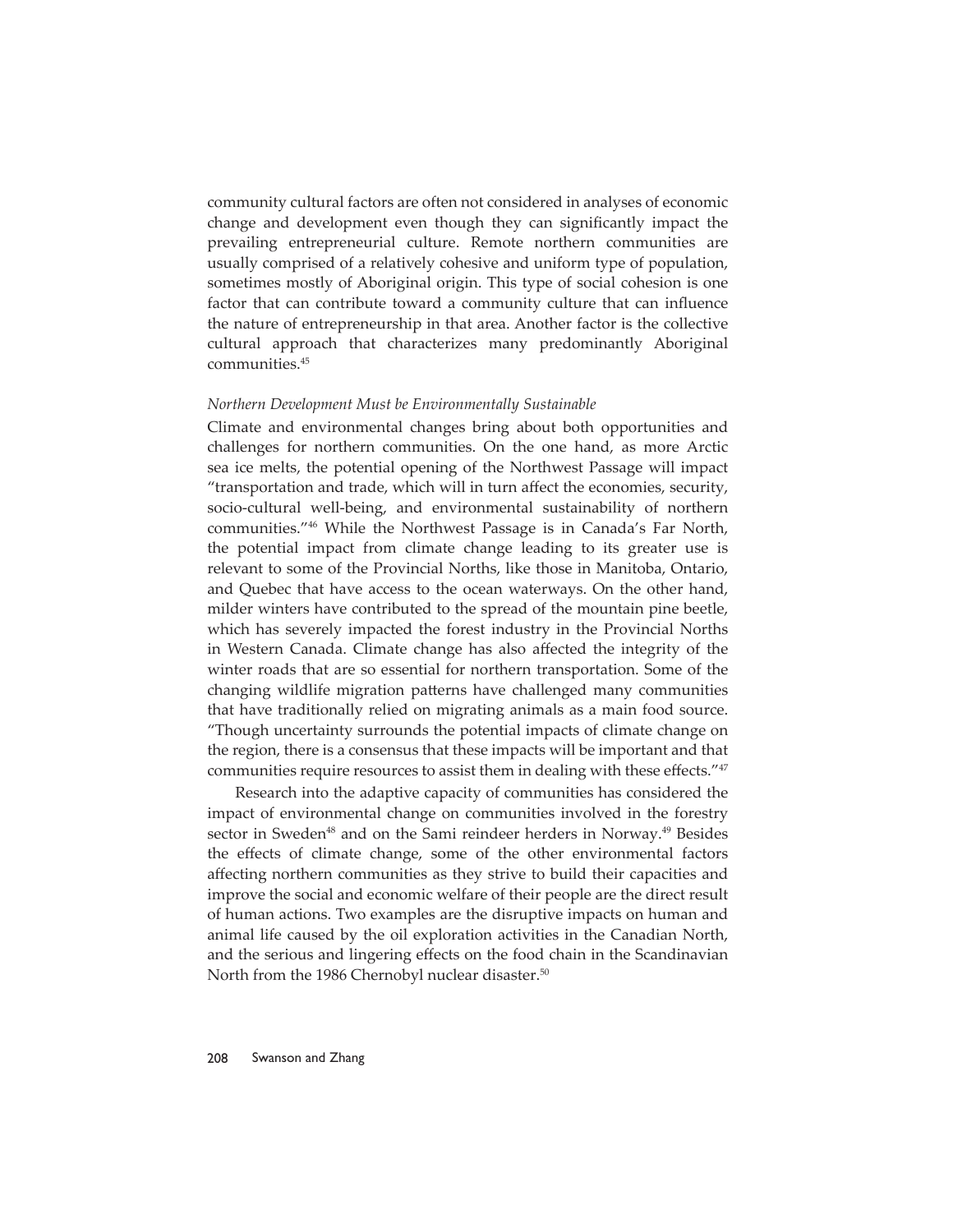community cultural factors are often not considered in analyses of economic change and development even though they can significantly impact the prevailing entrepreneurial culture. Remote northern communities are usually comprised of a relatively cohesive and uniform type of population, sometimes mostly of Aboriginal origin. This type of social cohesion is one factor that can contribute toward a community culture that can influence the nature of entrepreneurship in that area. Another factor is the collective cultural approach that characterizes many predominantly Aboriginal communities.[45]

*Northern Development Must be Environmentally Sustainable*

Climate and environmental changes bring about both opportunities and challenges for northern communities. On the one hand, as more Arctic sea ice melts, the potential opening of the Northwest Passage will impact "transportation and trade, which will in turn affect the economies, security, socio-cultural well-being, and environmental sustainability of northern communities."[46] While the Northwest Passage is in Canada's Far North, the potential impact from climate change leading to its greater use is relevant to some of the Provincial Norths, like those in Manitoba, Ontario, and Quebec that have access to the ocean waterways. On the other hand, milder winters have contributed to the spread of the mountain pine beetle, which has severely impacted the forest industry in the Provincial Norths in Western Canada. Climate change has also affected the integrity of the winter roads that are so essential for northern transportation. Some of the changing wildlife migration patterns have challenged many communities that have traditionally relied on migrating animals as a main food source. "Though uncertainty surrounds the potential impacts of climate change on the region, there is a consensus that these impacts will be important and that communities require resources to assist them in dealing with these effects."[47]

Research into the adaptive capacity of communities has considered the impact of environmental change on communities involved in the forestry sector in Sweden[48] and on the Sami reindeer herders in Norway.[49] Besides the effects of climate change, some of the other environmental factors affecting northern communities as they strive to build their capacities and improve the social and economic welfare of their people are the direct result of human actions. Two examples are the disruptive impacts on human and animal life caused by the oil exploration activities in the Canadian North, and the serious and lingering effects on the food chain in the Scandinavian North from the 1986 Chernobyl nuclear disaster.[50]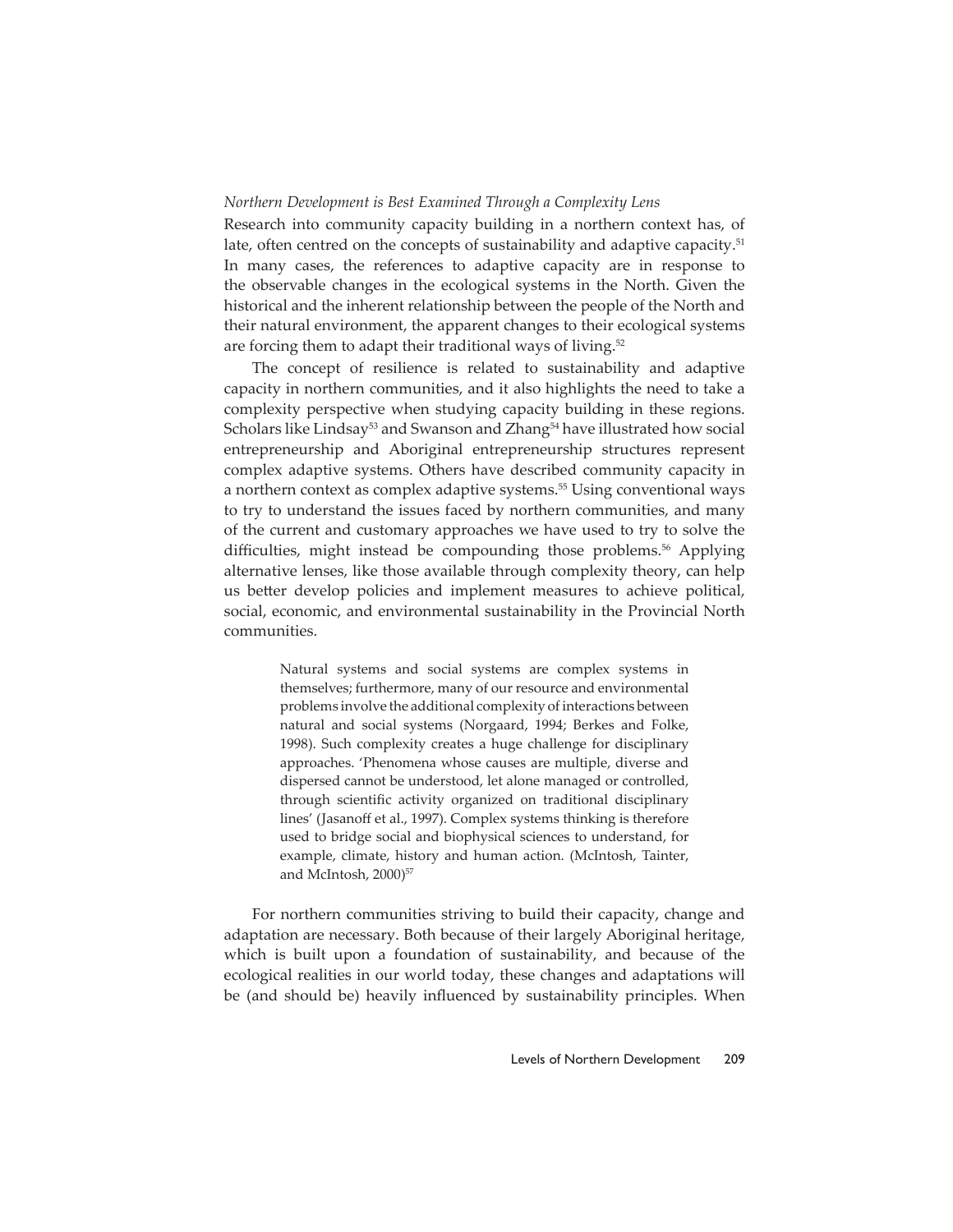*Northern Development is Best Examined Through a Complexity Lens*

Research into community capacity building in a northern context has, of late, often centred on the concepts of sustainability and adaptive capacity.[51] In many cases, the references to adaptive capacity are in response to the observable changes in the ecological systems in the North. Given the historical and the inherent relationship between the people of the North and their natural environment, the apparent changes to their ecological systems are forcing them to adapt their traditional ways of living.[52]

The concept of resilience is related to sustainability and adaptive capacity in northern communities, and it also highlights the need to take a complexity perspective when studying capacity building in these regions. Scholars like Lindsay[53] and Swanson and Zhang[54] have illustrated how social entrepreneurship and Aboriginal entrepreneurship structures represent complex adaptive systems. Others have described community capacity in a northern context as complex adaptive systems.[55] Using conventional ways to try to understand the issues faced by northern communities, and many of the current and customary approaches we have used to try to solve the difficulties, might instead be compounding those problems.[56] Applying alternative lenses, like those available through complexity theory, can help us better develop policies and implement measures to achieve political, social, economic, and environmental sustainability in the Provincial North communities.

> Natural systems and social systems are complex systems in themselves; furthermore, many of our resource and environmental problems involve the additional complexity of interactions between natural and social systems (Norgaard, 1994; Berkes and Folke, 1998). Such complexity creates a huge challenge for disciplinary approaches. 'Phenomena whose causes are multiple, diverse and dispersed cannot be understood, let alone managed or controlled, through scientific activity organized on traditional disciplinary lines' (Jasanoff et al., 1997). Complex systems thinking is therefore used to bridge social and biophysical sciences to understand, for example, climate, history and human action. (McIntosh, Tainter, and McIntosh, 2000)[57]

For northern communities striving to build their capacity, change and adaptation are necessary. Both because of their largely Aboriginal heritage, which is built upon a foundation of sustainability, and because of the ecological realities in our world today, these changes and adaptations will be (and should be) heavily influenced by sustainability principles. When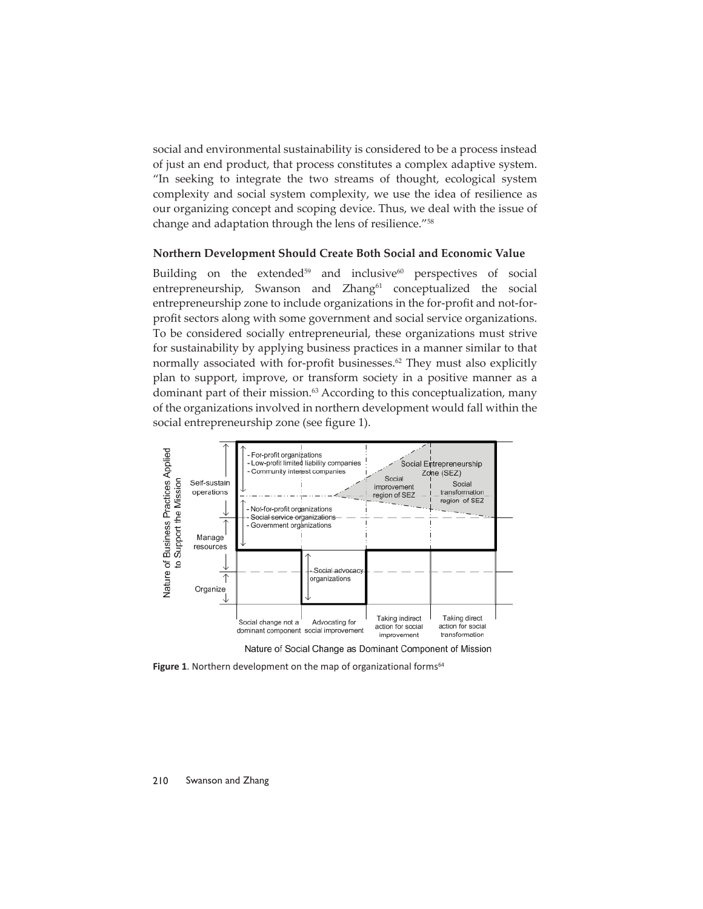social and environmental sustainability is considered to be a process instead of just an end product, that process constitutes a complex adaptive system. "In seeking to integrate the two streams of thought, ecological system complexity and social system complexity, we use the idea of resilience as our organizing concept and scoping device. Thus, we deal with the issue of change and adaptation through the lens of resilience."[58]

### Northern Development Should Create Both Social and Economic Value

Building on the extended[59] and inclusive[60] perspectives of social entrepreneurship, Swanson and Zhang[61] conceptualized the social entrepreneurship zone to include organizations in the for-profit and not-for-profit sectors along with some government and social service organizations. To be considered socially entrepreneurial, these organizations must strive for sustainability by applying business practices in a manner similar to that normally associated with for-profit businesses.[62] They must also explicitly plan to support, improve, or transform society in a positive manner as a dominant part of their mission.[63] According to this conceptualization, many of the organizations involved in northern development would fall within the social entrepreneurship zone (see figure 1).

**Figure 1**. Northern development on the map of organizational forms[64]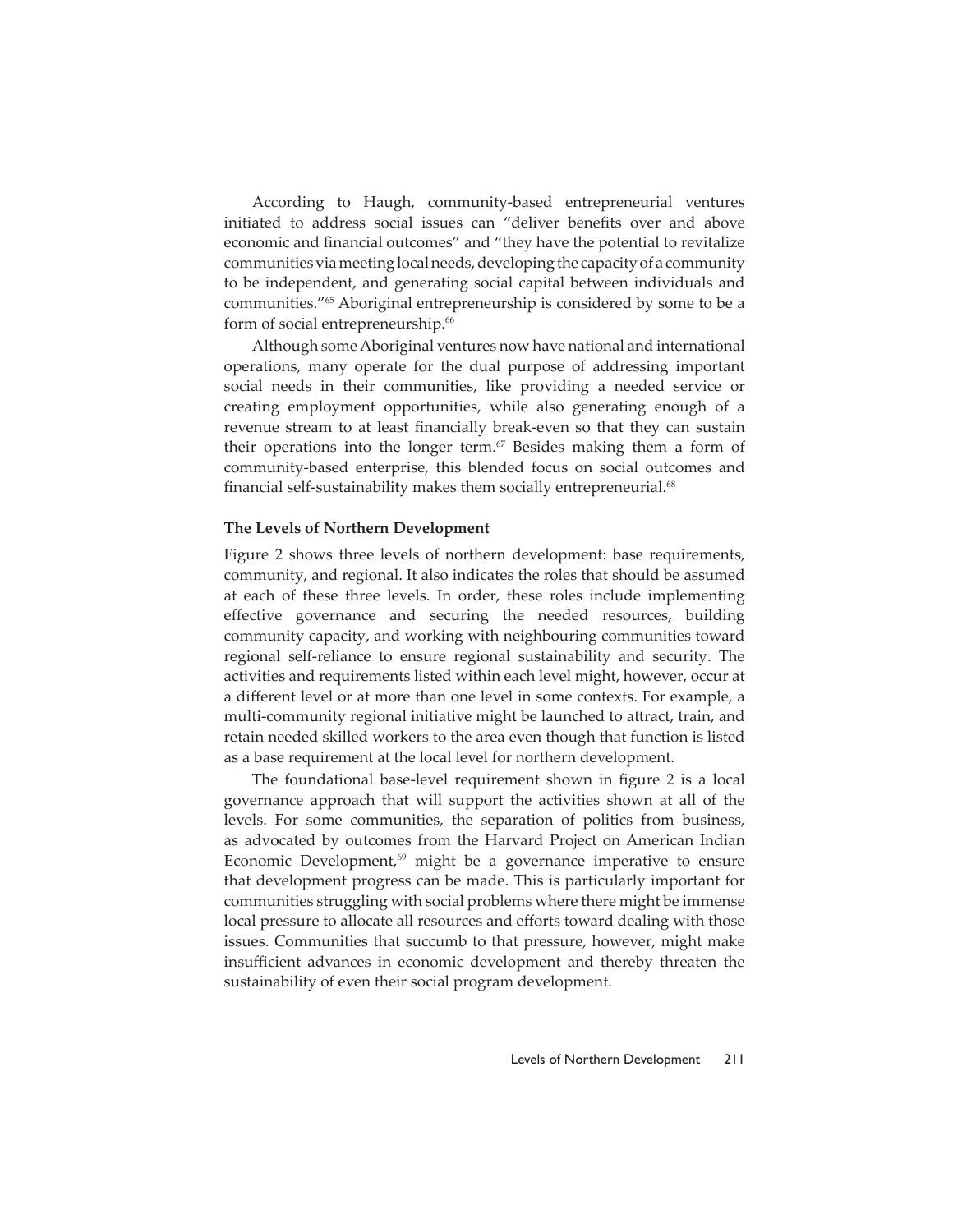According to Haugh, community-based entrepreneurial ventures initiated to address social issues can "deliver benefits over and above economic and financial outcomes" and "they have the potential to revitalize communities via meeting local needs, developing the capacity of a community to be independent, and generating social capital between individuals and communities."[65] Aboriginal entrepreneurship is considered by some to be a form of social entrepreneurship.[66]

Although some Aboriginal ventures now have national and international operations, many operate for the dual purpose of addressing important social needs in their communities, like providing a needed service or creating employment opportunities, while also generating enough of a revenue stream to at least financially break-even so that they can sustain their operations into the longer term.[67] Besides making them a form of community-based enterprise, this blended focus on social outcomes and financial self-sustainability makes them socially entrepreneurial.[68]

### The Levels of Northern Development

Figure 2 shows three levels of northern development: base requirements, community, and regional. It also indicates the roles that should be assumed at each of these three levels. In order, these roles include implementing effective governance and securing the needed resources, building community capacity, and working with neighbouring communities toward regional self-reliance to ensure regional sustainability and security. The activities and requirements listed within each level might, however, occur at a different level or at more than one level in some contexts. For example, a multi-community regional initiative might be launched to attract, train, and retain needed skilled workers to the area even though that function is listed as a base requirement at the local level for northern development.

The foundational base-level requirement shown in figure 2 is a local governance approach that will support the activities shown at all of the levels. For some communities, the separation of politics from business, as advocated by outcomes from the Harvard Project on American Indian Economic Development,[69] might be a governance imperative to ensure that development progress can be made. This is particularly important for communities struggling with social problems where there might be immense local pressure to allocate all resources and efforts toward dealing with those issues. Communities that succumb to that pressure, however, might make insufficient advances in economic development and thereby threaten the sustainability of even their social program development.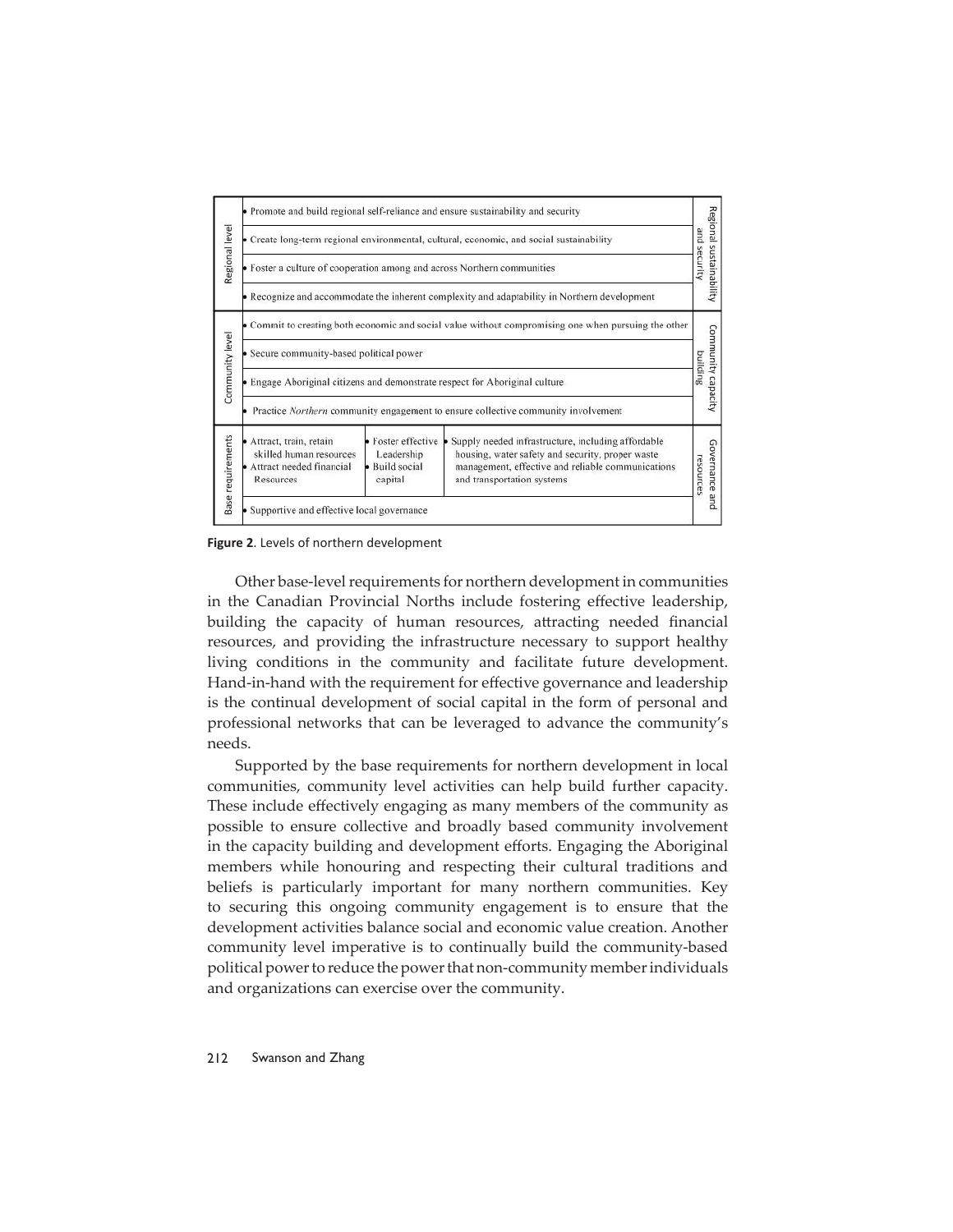| | | | | |
|---|---|---|---|---|
| Regional level | • Promote and build regional self-reliance and ensure sustainability and security | | | Regional sustainability and security |
| | • Create long-term regional environmental, cultural, economic, and social sustainability | | | |
| | • Foster a culture of cooperation among and across Northern communities | | | |
| | • Recognize and accommodate the inherent complexity and adaptability in Northern development | | | |
| Community level | • Commit to creating both economic and social value without compromising one when pursuing the other | | | Community capacity building |
| | • Secure community-based political power | | | |
| | • Engage Aboriginal citizens and demonstrate respect for Aboriginal culture | | | |
| | • Practice *Northern* community engagement to ensure collective community involvement | | | |
| Base requirements | • Attract, train, retain skilled human resources • Attract needed financial Resources | • Foster effective Leadership • Build social capital | • Supply needed infrastructure, including affordable housing, water safety and security, proper waste management, effective and reliable communications and transportation systems | Governance and resources |
| | • Supportive and effective local governance | | | |

**Figure 2**. Levels of northern development

Other base-level requirements for northern development in communities in the Canadian Provincial Norths include fostering effective leadership, building the capacity of human resources, attracting needed financial resources, and providing the infrastructure necessary to support healthy living conditions in the community and facilitate future development. Hand-in-hand with the requirement for effective governance and leadership is the continual development of social capital in the form of personal and professional networks that can be leveraged to advance the community's needs.

Supported by the base requirements for northern development in local communities, community level activities can help build further capacity. These include effectively engaging as many members of the community as possible to ensure collective and broadly based community involvement in the capacity building and development efforts. Engaging the Aboriginal members while honouring and respecting their cultural traditions and beliefs is particularly important for many northern communities. Key to securing this ongoing community engagement is to ensure that the development activities balance social and economic value creation. Another community level imperative is to continually build the community-based political power to reduce the power that non-community member individuals and organizations can exercise over the community.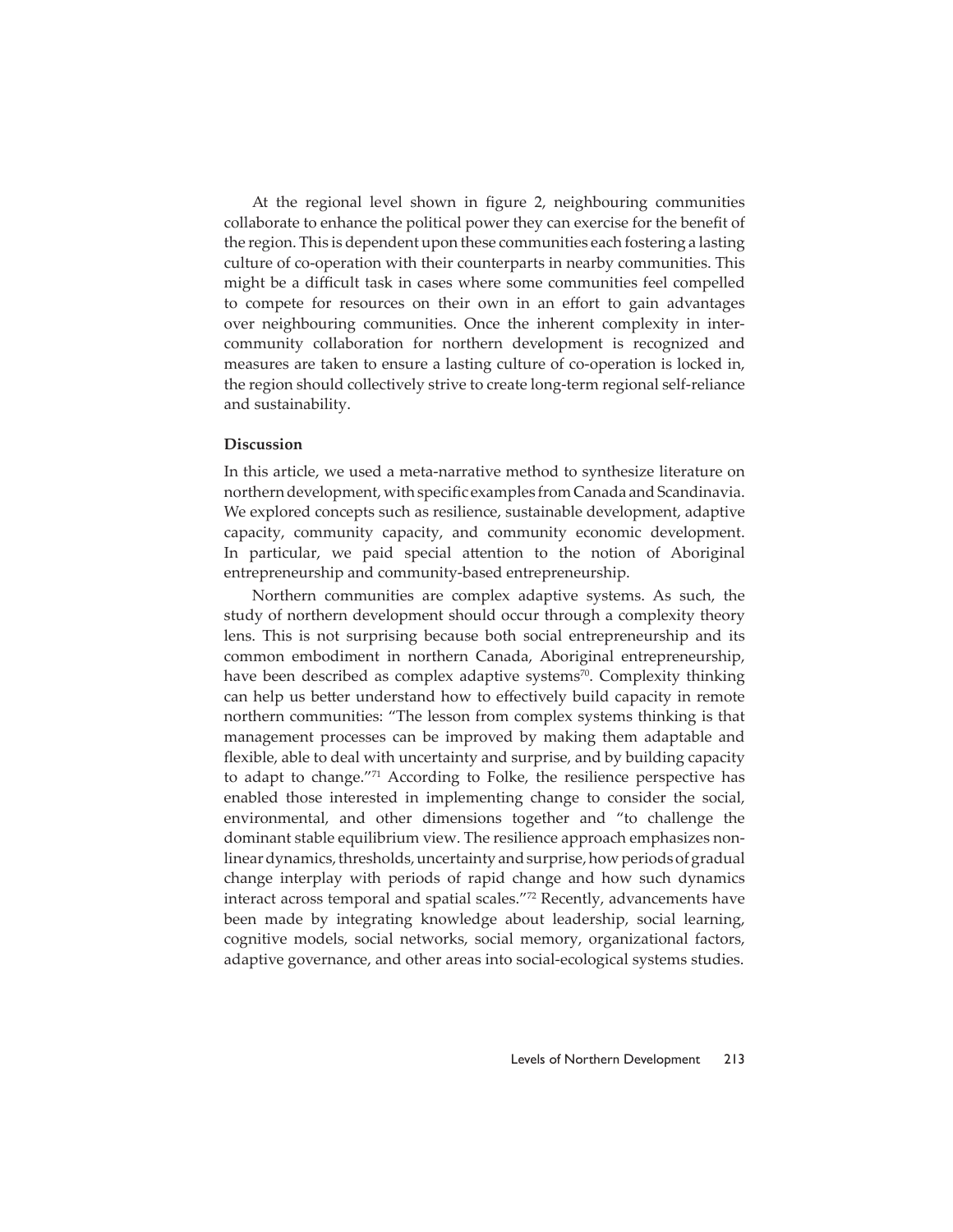At the regional level shown in figure 2, neighbouring communities collaborate to enhance the political power they can exercise for the benefit of the region. This is dependent upon these communities each fostering a lasting culture of co-operation with their counterparts in nearby communities. This might be a difficult task in cases where some communities feel compelled to compete for resources on their own in an effort to gain advantages over neighbouring communities. Once the inherent complexity in inter-community collaboration for northern development is recognized and measures are taken to ensure a lasting culture of co-operation is locked in, the region should collectively strive to create long-term regional self-reliance and sustainability.

## Discussion

In this article, we used a meta-narrative method to synthesize literature on northern development, with specific examples from Canada and Scandinavia. We explored concepts such as resilience, sustainable development, adaptive capacity, community capacity, and community economic development. In particular, we paid special attention to the notion of Aboriginal entrepreneurship and community-based entrepreneurship.

Northern communities are complex adaptive systems. As such, the study of northern development should occur through a complexity theory lens. This is not surprising because both social entrepreneurship and its common embodiment in northern Canada, Aboriginal entrepreneurship, have been described as complex adaptive systems[70]. Complexity thinking can help us better understand how to effectively build capacity in remote northern communities: "The lesson from complex systems thinking is that management processes can be improved by making them adaptable and flexible, able to deal with uncertainty and surprise, and by building capacity to adapt to change."[71] According to Folke, the resilience perspective has enabled those interested in implementing change to consider the social, environmental, and other dimensions together and "to challenge the dominant stable equilibrium view. The resilience approach emphasizes non-linear dynamics, thresholds, uncertainty and surprise, how periods of gradual change interplay with periods of rapid change and how such dynamics interact across temporal and spatial scales."[72] Recently, advancements have been made by integrating knowledge about leadership, social learning, cognitive models, social networks, social memory, organizational factors, adaptive governance, and other areas into social-ecological systems studies.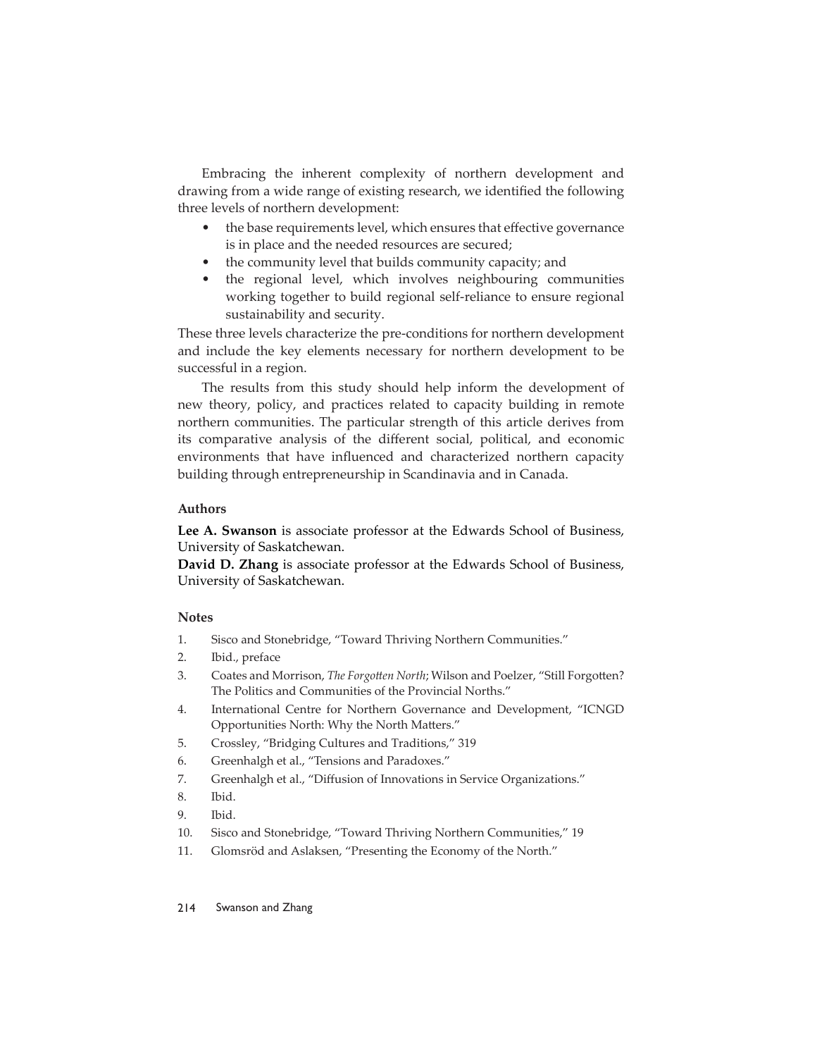Embracing the inherent complexity of northern development and drawing from a wide range of existing research, we identified the following three levels of northern development:

- the base requirements level, which ensures that effective governance is in place and the needed resources are secured;
- the community level that builds community capacity; and
- the regional level, which involves neighbouring communities working together to build regional self-reliance to ensure regional sustainability and security.

These three levels characterize the pre-conditions for northern development and include the key elements necessary for northern development to be successful in a region.

The results from this study should help inform the development of new theory, policy, and practices related to capacity building in remote northern communities. The particular strength of this article derives from its comparative analysis of the different social, political, and economic environments that have influenced and characterized northern capacity building through entrepreneurship in Scandinavia and in Canada.

### Authors

**Lee A. Swanson** is associate professor at the Edwards School of Business, University of Saskatchewan.

**David D. Zhang** is associate professor at the Edwards School of Business, University of Saskatchewan.

### Notes

1. Sisco and Stonebridge, "Toward Thriving Northern Communities."
2. Ibid., preface
3. Coates and Morrison, *The Forgotten North*; Wilson and Poelzer, "Still Forgotten? The Politics and Communities of the Provincial Norths."
4. International Centre for Northern Governance and Development, "ICNGD Opportunities North: Why the North Matters."
5. Crossley, "Bridging Cultures and Traditions," 319
6. Greenhalgh et al., "Tensions and Paradoxes."
7. Greenhalgh et al., "Diffusion of Innovations in Service Organizations."
8. Ibid.
9. Ibid.
10. Sisco and Stonebridge, "Toward Thriving Northern Communities," 19
11. Glomsröd and Aslaksen, "Presenting the Economy of the North."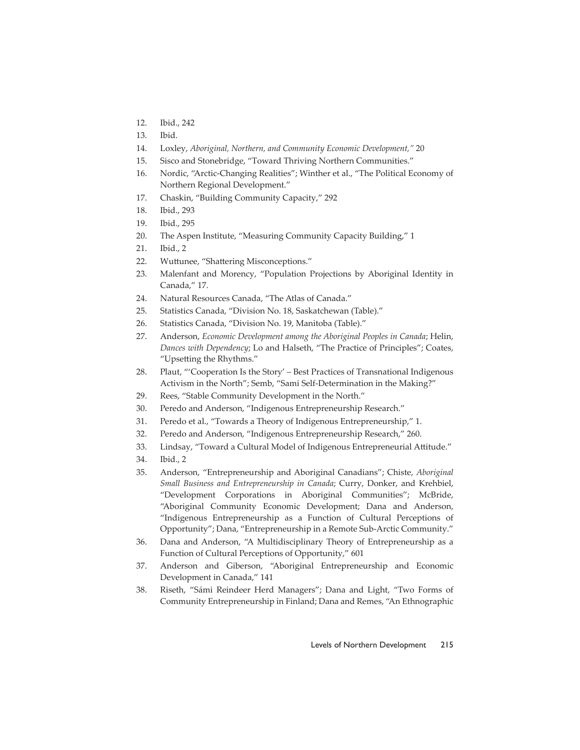12. Ibid., 242
13. Ibid.
14. Loxley, *Aboriginal, Northern, and Community Economic Development,"* 20
15. Sisco and Stonebridge, "Toward Thriving Northern Communities."
16. Nordic, "Arctic-Changing Realities"; Winther et al., "The Political Economy of Northern Regional Development."
17. Chaskin, "Building Community Capacity," 292
18. Ibid., 293
19. Ibid., 295
20. The Aspen Institute, "Measuring Community Capacity Building," 1
21. Ibid., 2
22. Wuttunee, "Shattering Misconceptions."
23. Malenfant and Morency, "Population Projections by Aboriginal Identity in Canada," 17.
24. Natural Resources Canada, "The Atlas of Canada."
25. Statistics Canada, "Division No. 18, Saskatchewan (Table)."
26. Statistics Canada, "Division No. 19, Manitoba (Table)."
27. Anderson, *Economic Development among the Aboriginal Peoples in Canada*; Helin, *Dances with Dependency*; Lo and Halseth, "The Practice of Principles"; Coates, "Upsetting the Rhythms."
28. Plaut, "'Cooperation Is the Story' – Best Practices of Transnational Indigenous Activism in the North"; Semb, "Sami Self-Determination in the Making?"
29. Rees, "Stable Community Development in the North."
30. Peredo and Anderson, "Indigenous Entrepreneurship Research."
31. Peredo et al., "Towards a Theory of Indigenous Entrepreneurship," 1.
32. Peredo and Anderson, "Indigenous Entrepreneurship Research," 260.
33. Lindsay, "Toward a Cultural Model of Indigenous Entrepreneurial Attitude."
34. Ibid., 2
35. Anderson, "Entrepreneurship and Aboriginal Canadians"; Chiste, *Aboriginal Small Business and Entrepreneurship in Canada*; Curry, Donker, and Krehbiel, "Development Corporations in Aboriginal Communities"; McBride, "Aboriginal Community Economic Development; Dana and Anderson, "Indigenous Entrepreneurship as a Function of Cultural Perceptions of Opportunity"; Dana, "Entrepreneurship in a Remote Sub-Arctic Community."
36. Dana and Anderson, "A Multidisciplinary Theory of Entrepreneurship as a Function of Cultural Perceptions of Opportunity," 601
37. Anderson and Giberson, "Aboriginal Entrepreneurship and Economic Development in Canada," 141
38. Riseth, "Sámi Reindeer Herd Managers"; Dana and Light, "Two Forms of Community Entrepreneurship in Finland; Dana and Remes, "An Ethnographic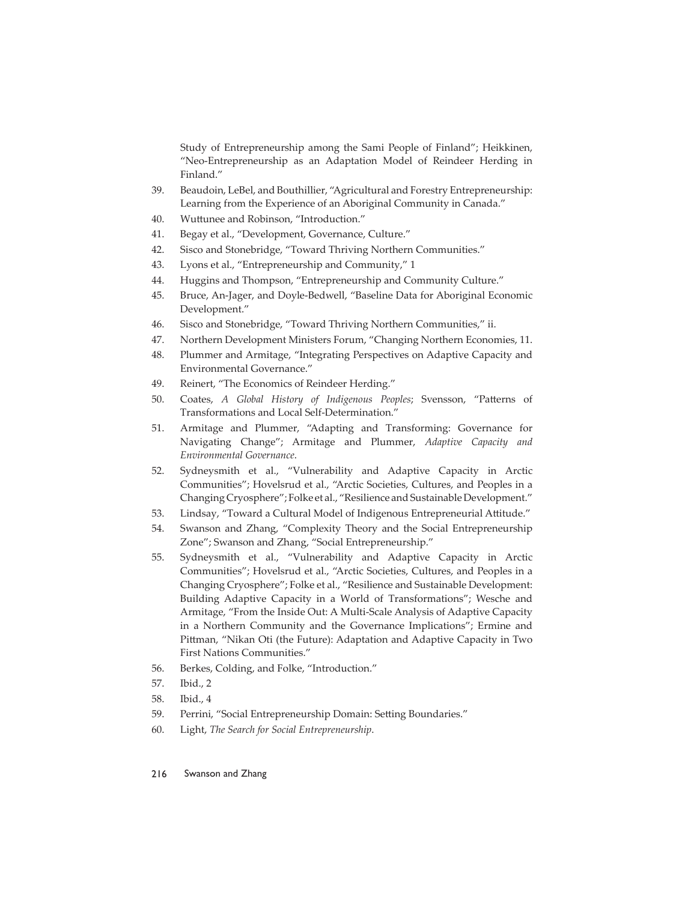Study of Entrepreneurship among the Sami People of Finland"; Heikkinen, "Neo-Entrepreneurship as an Adaptation Model of Reindeer Herding in Finland."

39. Beaudoin, LeBel, and Bouthillier, "Agricultural and Forestry Entrepreneurship: Learning from the Experience of an Aboriginal Community in Canada."
40. Wuttunee and Robinson, "Introduction."
41. Begay et al., "Development, Governance, Culture."
42. Sisco and Stonebridge, "Toward Thriving Northern Communities."
43. Lyons et al., "Entrepreneurship and Community," 1
44. Huggins and Thompson, "Entrepreneurship and Community Culture."
45. Bruce, An-Jager, and Doyle-Bedwell, "Baseline Data for Aboriginal Economic Development."
46. Sisco and Stonebridge, "Toward Thriving Northern Communities," ii.
47. Northern Development Ministers Forum, "Changing Northern Economies, 11.
48. Plummer and Armitage, "Integrating Perspectives on Adaptive Capacity and Environmental Governance."
49. Reinert, "The Economics of Reindeer Herding."
50. Coates, *A Global History of Indigenous Peoples*; Svensson, "Patterns of Transformations and Local Self-Determination."
51. Armitage and Plummer, "Adapting and Transforming: Governance for Navigating Change"; Armitage and Plummer, *Adaptive Capacity and Environmental Governance*.
52. Sydneysmith et al., "Vulnerability and Adaptive Capacity in Arctic Communities"; Hovelsrud et al., "Arctic Societies, Cultures, and Peoples in a Changing Cryosphere"; Folke et al., "Resilience and Sustainable Development."
53. Lindsay, "Toward a Cultural Model of Indigenous Entrepreneurial Attitude."
54. Swanson and Zhang, "Complexity Theory and the Social Entrepreneurship Zone"; Swanson and Zhang, "Social Entrepreneurship."
55. Sydneysmith et al., "Vulnerability and Adaptive Capacity in Arctic Communities"; Hovelsrud et al., "Arctic Societies, Cultures, and Peoples in a Changing Cryosphere"; Folke et al., "Resilience and Sustainable Development: Building Adaptive Capacity in a World of Transformations"; Wesche and Armitage, "From the Inside Out: A Multi-Scale Analysis of Adaptive Capacity in a Northern Community and the Governance Implications"; Ermine and Pittman, "Nikan Oti (the Future): Adaptation and Adaptive Capacity in Two First Nations Communities."
56. Berkes, Colding, and Folke, "Introduction."
57. Ibid., 2
58. Ibid., 4
59. Perrini, "Social Entrepreneurship Domain: Setting Boundaries."
60. Light, *The Search for Social Entrepreneurship*.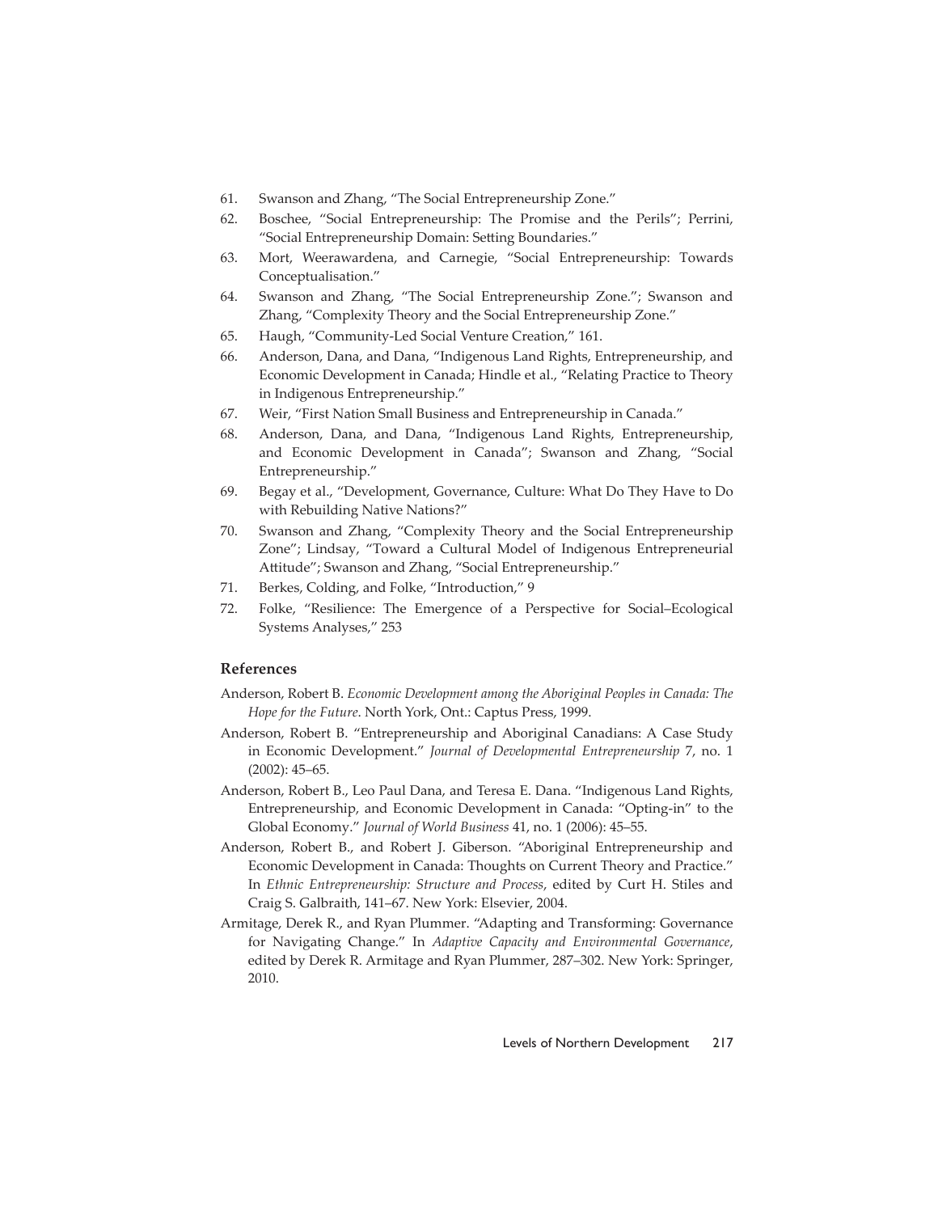61. Swanson and Zhang, "The Social Entrepreneurship Zone."
62. Boschee, "Social Entrepreneurship: The Promise and the Perils"; Perrini, "Social Entrepreneurship Domain: Setting Boundaries."
63. Mort, Weerawardena, and Carnegie, "Social Entrepreneurship: Towards Conceptualisation."
64. Swanson and Zhang, "The Social Entrepreneurship Zone."; Swanson and Zhang, "Complexity Theory and the Social Entrepreneurship Zone."
65. Haugh, "Community-Led Social Venture Creation," 161.
66. Anderson, Dana, and Dana, "Indigenous Land Rights, Entrepreneurship, and Economic Development in Canada; Hindle et al., "Relating Practice to Theory in Indigenous Entrepreneurship."
67. Weir, "First Nation Small Business and Entrepreneurship in Canada."
68. Anderson, Dana, and Dana, "Indigenous Land Rights, Entrepreneurship, and Economic Development in Canada"; Swanson and Zhang, "Social Entrepreneurship."
69. Begay et al., "Development, Governance, Culture: What Do They Have to Do with Rebuilding Native Nations?"
70. Swanson and Zhang, "Complexity Theory and the Social Entrepreneurship Zone"; Lindsay, "Toward a Cultural Model of Indigenous Entrepreneurial Attitude"; Swanson and Zhang, "Social Entrepreneurship."
71. Berkes, Colding, and Folke, "Introduction," 9
72. Folke, "Resilience: The Emergence of a Perspective for Social–Ecological Systems Analyses," 253

## References

Anderson, Robert B. *Economic Development among the Aboriginal Peoples in Canada: The Hope for the Future*. North York, Ont.: Captus Press, 1999.

Anderson, Robert B. "Entrepreneurship and Aboriginal Canadians: A Case Study in Economic Development." *Journal of Developmental Entrepreneurship* 7, no. 1 (2002): 45–65.

Anderson, Robert B., Leo Paul Dana, and Teresa E. Dana. "Indigenous Land Rights, Entrepreneurship, and Economic Development in Canada: "Opting-in" to the Global Economy." *Journal of World Business* 41, no. 1 (2006): 45–55.

Anderson, Robert B., and Robert J. Giberson. "Aboriginal Entrepreneurship and Economic Development in Canada: Thoughts on Current Theory and Practice." In *Ethnic Entrepreneurship: Structure and Process*, edited by Curt H. Stiles and Craig S. Galbraith, 141–67. New York: Elsevier, 2004.

Armitage, Derek R., and Ryan Plummer. "Adapting and Transforming: Governance for Navigating Change." In *Adaptive Capacity and Environmental Governance*, edited by Derek R. Armitage and Ryan Plummer, 287–302. New York: Springer, 2010.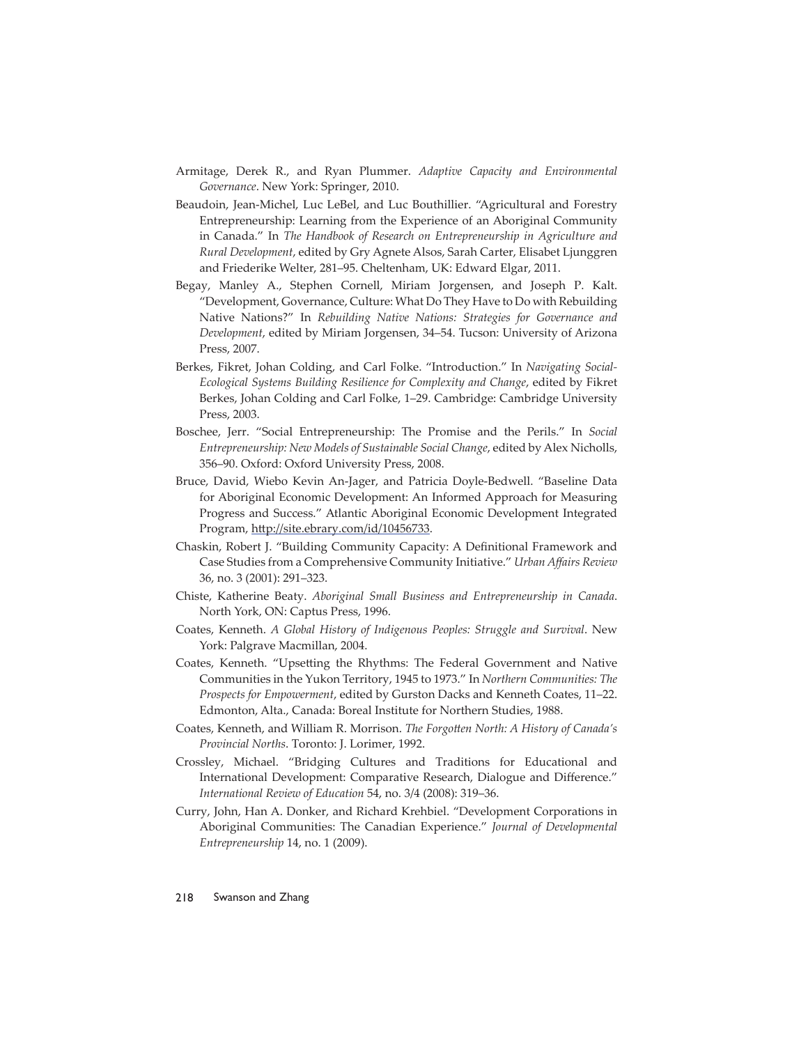Armitage, Derek R., and Ryan Plummer. *Adaptive Capacity and Environmental Governance*. New York: Springer, 2010.

Beaudoin, Jean-Michel, Luc LeBel, and Luc Bouthillier. "Agricultural and Forestry Entrepreneurship: Learning from the Experience of an Aboriginal Community in Canada." In *The Handbook of Research on Entrepreneurship in Agriculture and Rural Development*, edited by Gry Agnete Alsos, Sarah Carter, Elisabet Ljunggren and Friederike Welter, 281–95. Cheltenham, UK: Edward Elgar, 2011.

Begay, Manley A., Stephen Cornell, Miriam Jorgensen, and Joseph P. Kalt. "Development, Governance, Culture: What Do They Have to Do with Rebuilding Native Nations?" In *Rebuilding Native Nations: Strategies for Governance and Development*, edited by Miriam Jorgensen, 34–54. Tucson: University of Arizona Press, 2007.

Berkes, Fikret, Johan Colding, and Carl Folke. "Introduction." In *Navigating Social-Ecological Systems Building Resilience for Complexity and Change*, edited by Fikret Berkes, Johan Colding and Carl Folke, 1–29. Cambridge: Cambridge University Press, 2003.

Boschee, Jerr. "Social Entrepreneurship: The Promise and the Perils." In *Social Entrepreneurship: New Models of Sustainable Social Change*, edited by Alex Nicholls, 356–90. Oxford: Oxford University Press, 2008.

Bruce, David, Wiebo Kevin An-Jager, and Patricia Doyle-Bedwell. "Baseline Data for Aboriginal Economic Development: An Informed Approach for Measuring Progress and Success." Atlantic Aboriginal Economic Development Integrated Program, http://site.ebrary.com/id/10456733.

Chaskin, Robert J. "Building Community Capacity: A Definitional Framework and Case Studies from a Comprehensive Community Initiative." *Urban Affairs Review* 36, no. 3 (2001): 291–323.

Chiste, Katherine Beaty. *Aboriginal Small Business and Entrepreneurship in Canada*. North York, ON: Captus Press, 1996.

Coates, Kenneth. *A Global History of Indigenous Peoples: Struggle and Survival*. New York: Palgrave Macmillan, 2004.

Coates, Kenneth. "Upsetting the Rhythms: The Federal Government and Native Communities in the Yukon Territory, 1945 to 1973." In *Northern Communities: The Prospects for Empowerment*, edited by Gurston Dacks and Kenneth Coates, 11–22. Edmonton, Alta., Canada: Boreal Institute for Northern Studies, 1988.

Coates, Kenneth, and William R. Morrison. *The Forgotten North: A History of Canada's Provincial Norths*. Toronto: J. Lorimer, 1992.

Crossley, Michael. "Bridging Cultures and Traditions for Educational and International Development: Comparative Research, Dialogue and Difference." *International Review of Education* 54, no. 3/4 (2008): 319–36.

Curry, John, Han A. Donker, and Richard Krehbiel. "Development Corporations in Aboriginal Communities: The Canadian Experience." *Journal of Developmental Entrepreneurship* 14, no. 1 (2009).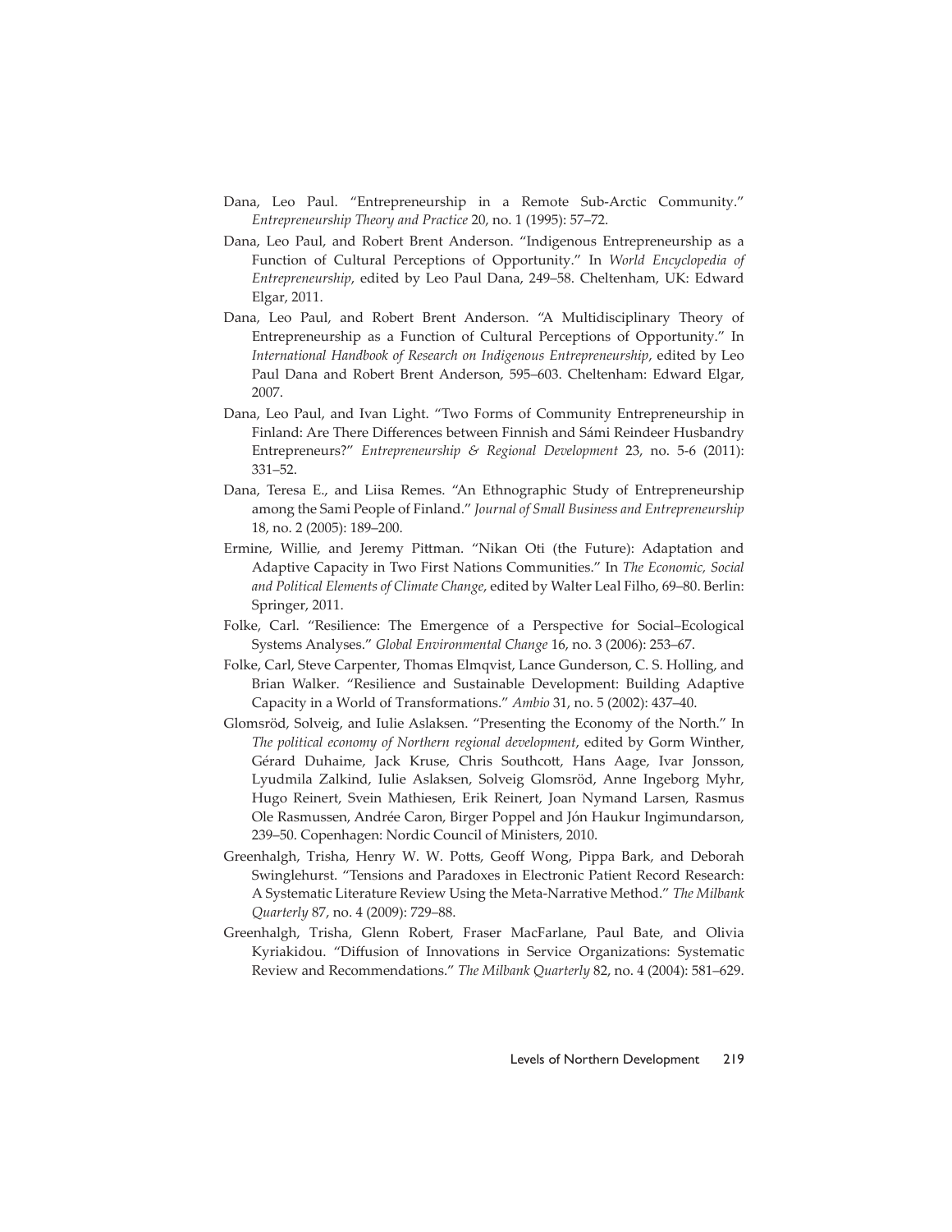Dana, Leo Paul. "Entrepreneurship in a Remote Sub-Arctic Community." *Entrepreneurship Theory and Practice* 20, no. 1 (1995): 57–72.

Dana, Leo Paul, and Robert Brent Anderson. "Indigenous Entrepreneurship as a Function of Cultural Perceptions of Opportunity." In *World Encyclopedia of Entrepreneurship*, edited by Leo Paul Dana, 249–58. Cheltenham, UK: Edward Elgar, 2011.

Dana, Leo Paul, and Robert Brent Anderson. "A Multidisciplinary Theory of Entrepreneurship as a Function of Cultural Perceptions of Opportunity." In *International Handbook of Research on Indigenous Entrepreneurship*, edited by Leo Paul Dana and Robert Brent Anderson, 595–603. Cheltenham: Edward Elgar, 2007.

Dana, Leo Paul, and Ivan Light. "Two Forms of Community Entrepreneurship in Finland: Are There Differences between Finnish and Sámi Reindeer Husbandry Entrepreneurs?" *Entrepreneurship & Regional Development* 23, no. 5-6 (2011): 331–52.

Dana, Teresa E., and Liisa Remes. "An Ethnographic Study of Entrepreneurship among the Sami People of Finland." *Journal of Small Business and Entrepreneurship* 18, no. 2 (2005): 189–200.

Ermine, Willie, and Jeremy Pittman. "Nikan Oti (the Future): Adaptation and Adaptive Capacity in Two First Nations Communities." In *The Economic, Social and Political Elements of Climate Change*, edited by Walter Leal Filho, 69–80. Berlin: Springer, 2011.

Folke, Carl. "Resilience: The Emergence of a Perspective for Social–Ecological Systems Analyses." *Global Environmental Change* 16, no. 3 (2006): 253–67.

Folke, Carl, Steve Carpenter, Thomas Elmqvist, Lance Gunderson, C. S. Holling, and Brian Walker. "Resilience and Sustainable Development: Building Adaptive Capacity in a World of Transformations." *Ambio* 31, no. 5 (2002): 437–40.

Glomsröd, Solveig, and Iulie Aslaksen. "Presenting the Economy of the North." In *The political economy of Northern regional development*, edited by Gorm Winther, Gérard Duhaime, Jack Kruse, Chris Southcott, Hans Aage, Ivar Jonsson, Lyudmila Zalkind, Iulie Aslaksen, Solveig Glomsröd, Anne Ingeborg Myhr, Hugo Reinert, Svein Mathiesen, Erik Reinert, Joan Nymand Larsen, Rasmus Ole Rasmussen, Andrée Caron, Birger Poppel and Jón Haukur Ingimundarson, 239–50. Copenhagen: Nordic Council of Ministers, 2010.

Greenhalgh, Trisha, Henry W. W. Potts, Geoff Wong, Pippa Bark, and Deborah Swinglehurst. "Tensions and Paradoxes in Electronic Patient Record Research: A Systematic Literature Review Using the Meta-Narrative Method." *The Milbank Quarterly* 87, no. 4 (2009): 729–88.

Greenhalgh, Trisha, Glenn Robert, Fraser MacFarlane, Paul Bate, and Olivia Kyriakidou. "Diffusion of Innovations in Service Organizations: Systematic Review and Recommendations." *The Milbank Quarterly* 82, no. 4 (2004): 581–629.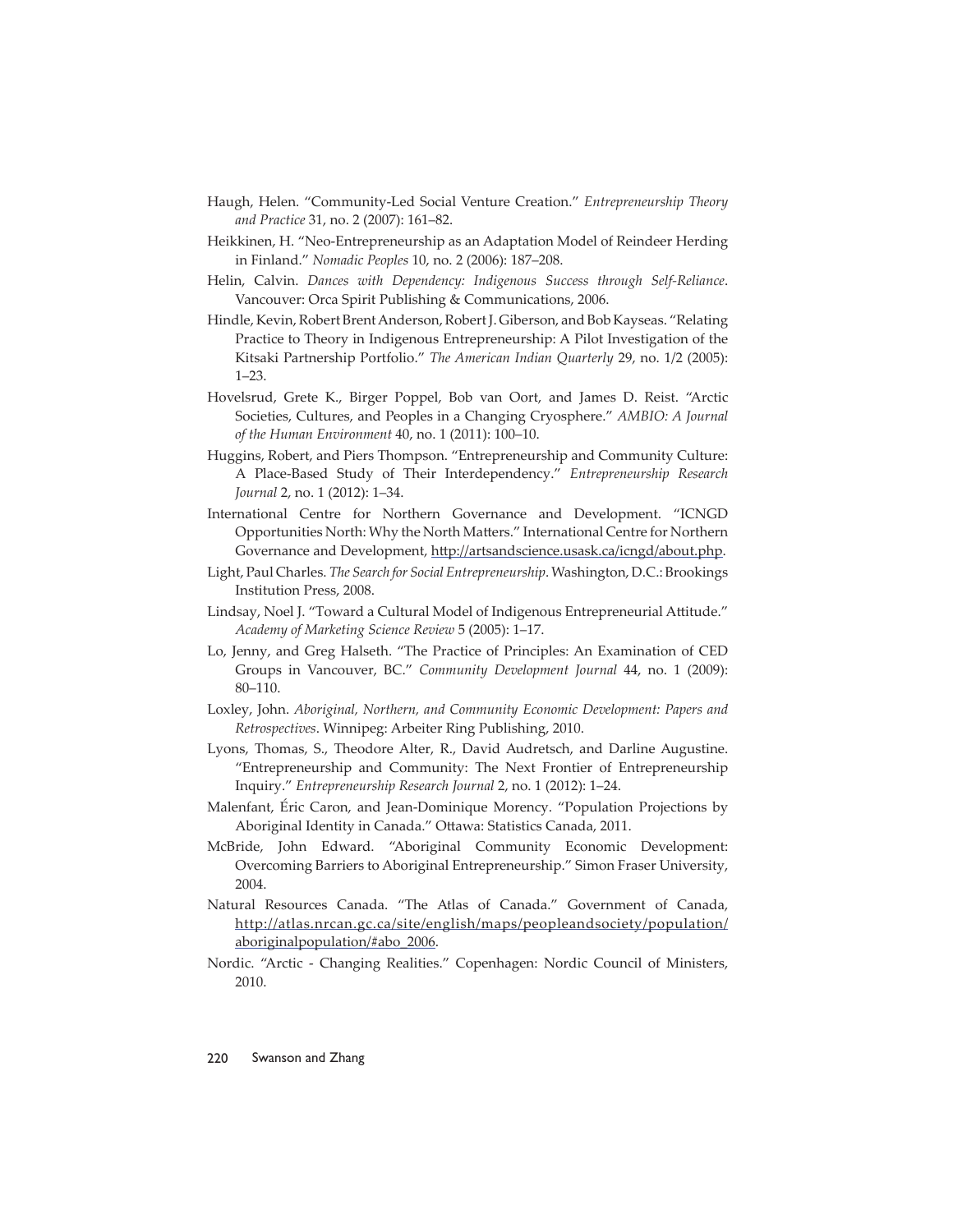Haugh, Helen. "Community-Led Social Venture Creation." *Entrepreneurship Theory and Practice* 31, no. 2 (2007): 161–82.

Heikkinen, H. "Neo-Entrepreneurship as an Adaptation Model of Reindeer Herding in Finland." *Nomadic Peoples* 10, no. 2 (2006): 187–208.

Helin, Calvin. *Dances with Dependency: Indigenous Success through Self-Reliance*. Vancouver: Orca Spirit Publishing & Communications, 2006.

Hindle, Kevin, Robert Brent Anderson, Robert J. Giberson, and Bob Kayseas. "Relating Practice to Theory in Indigenous Entrepreneurship: A Pilot Investigation of the Kitsaki Partnership Portfolio." *The American Indian Quarterly* 29, no. 1/2 (2005): 1–23.

Hovelsrud, Grete K., Birger Poppel, Bob van Oort, and James D. Reist. "Arctic Societies, Cultures, and Peoples in a Changing Cryosphere." *AMBIO: A Journal of the Human Environment* 40, no. 1 (2011): 100–10.

Huggins, Robert, and Piers Thompson. "Entrepreneurship and Community Culture: A Place-Based Study of Their Interdependency." *Entrepreneurship Research Journal* 2, no. 1 (2012): 1–34.

International Centre for Northern Governance and Development. "ICNGD Opportunities North: Why the North Matters." International Centre for Northern Governance and Development, http://artsandscience.usask.ca/icngd/about.php.

Light, Paul Charles. *The Search for Social Entrepreneurship*. Washington, D.C.: Brookings Institution Press, 2008.

Lindsay, Noel J. "Toward a Cultural Model of Indigenous Entrepreneurial Attitude." *Academy of Marketing Science Review* 5 (2005): 1–17.

Lo, Jenny, and Greg Halseth. "The Practice of Principles: An Examination of CED Groups in Vancouver, BC." *Community Development Journal* 44, no. 1 (2009): 80–110.

Loxley, John. *Aboriginal, Northern, and Community Economic Development: Papers and Retrospectives*. Winnipeg: Arbeiter Ring Publishing, 2010.

Lyons, Thomas, S., Theodore Alter, R., David Audretsch, and Darline Augustine. "Entrepreneurship and Community: The Next Frontier of Entrepreneurship Inquiry." *Entrepreneurship Research Journal* 2, no. 1 (2012): 1–24.

Malenfant, Éric Caron, and Jean-Dominique Morency. "Population Projections by Aboriginal Identity in Canada." Ottawa: Statistics Canada, 2011.

McBride, John Edward. "Aboriginal Community Economic Development: Overcoming Barriers to Aboriginal Entrepreneurship." Simon Fraser University, 2004.

Natural Resources Canada. "The Atlas of Canada." Government of Canada, http://atlas.nrcan.gc.ca/site/english/maps/peopleandsociety/population/aboriginalpopulation/#abo_2006.

Nordic. "Arctic - Changing Realities." Copenhagen: Nordic Council of Ministers, 2010.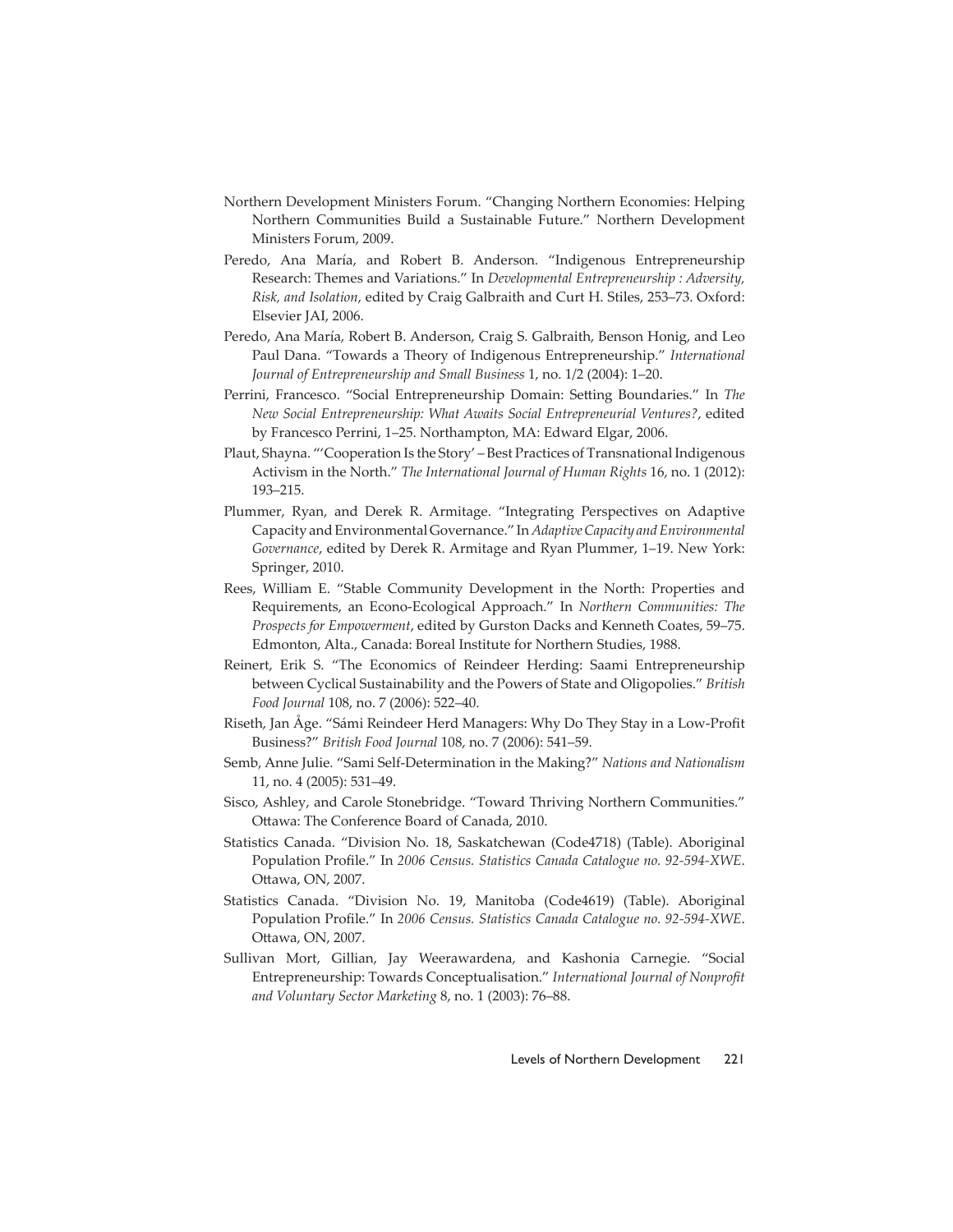Northern Development Ministers Forum. "Changing Northern Economies: Helping Northern Communities Build a Sustainable Future." Northern Development Ministers Forum, 2009.

Peredo, Ana María, and Robert B. Anderson. "Indigenous Entrepreneurship Research: Themes and Variations." In *Developmental Entrepreneurship : Adversity, Risk, and Isolation*, edited by Craig Galbraith and Curt H. Stiles, 253–73. Oxford: Elsevier JAI, 2006.

Peredo, Ana María, Robert B. Anderson, Craig S. Galbraith, Benson Honig, and Leo Paul Dana. "Towards a Theory of Indigenous Entrepreneurship." *International Journal of Entrepreneurship and Small Business* 1, no. 1/2 (2004): 1–20.

Perrini, Francesco. "Social Entrepreneurship Domain: Setting Boundaries." In *The New Social Entrepreneurship: What Awaits Social Entrepreneurial Ventures?*, edited by Francesco Perrini, 1–25. Northampton, MA: Edward Elgar, 2006.

Plaut, Shayna. "'Cooperation Is the Story' – Best Practices of Transnational Indigenous Activism in the North." *The International Journal of Human Rights* 16, no. 1 (2012): 193–215.

Plummer, Ryan, and Derek R. Armitage. "Integrating Perspectives on Adaptive Capacity and Environmental Governance." In *Adaptive Capacity and Environmental Governance*, edited by Derek R. Armitage and Ryan Plummer, 1–19. New York: Springer, 2010.

Rees, William E. "Stable Community Development in the North: Properties and Requirements, an Econo-Ecological Approach." In *Northern Communities: The Prospects for Empowerment*, edited by Gurston Dacks and Kenneth Coates, 59–75. Edmonton, Alta., Canada: Boreal Institute for Northern Studies, 1988.

Reinert, Erik S. "The Economics of Reindeer Herding: Saami Entrepreneurship between Cyclical Sustainability and the Powers of State and Oligopolies." *British Food Journal* 108, no. 7 (2006): 522–40.

Riseth, Jan Åge. "Sámi Reindeer Herd Managers: Why Do They Stay in a Low-Profit Business?" *British Food Journal* 108, no. 7 (2006): 541–59.

Semb, Anne Julie. "Sami Self-Determination in the Making?" *Nations and Nationalism* 11, no. 4 (2005): 531–49.

Sisco, Ashley, and Carole Stonebridge. "Toward Thriving Northern Communities." Ottawa: The Conference Board of Canada, 2010.

Statistics Canada. "Division No. 18, Saskatchewan (Code4718) (Table). Aboriginal Population Profile." In *2006 Census. Statistics Canada Catalogue no. 92-594-XWE*. Ottawa, ON, 2007.

Statistics Canada. "Division No. 19, Manitoba (Code4619) (Table). Aboriginal Population Profile." In *2006 Census. Statistics Canada Catalogue no. 92-594-XWE*. Ottawa, ON, 2007.

Sullivan Mort, Gillian, Jay Weerawardena, and Kashonia Carnegie. "Social Entrepreneurship: Towards Conceptualisation." *International Journal of Nonprofit and Voluntary Sector Marketing* 8, no. 1 (2003): 76–88.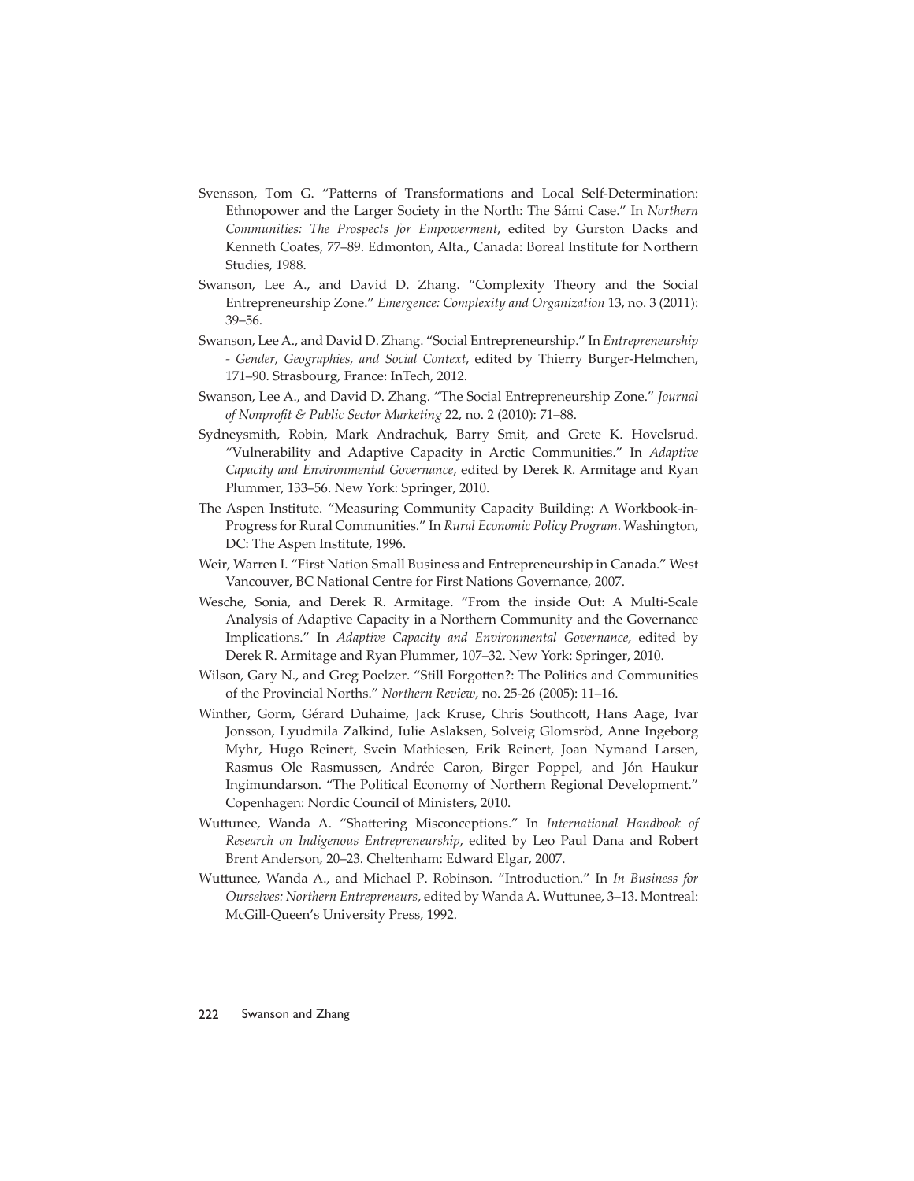Svensson, Tom G. "Patterns of Transformations and Local Self-Determination: Ethnopower and the Larger Society in the North: The Sámi Case." In *Northern Communities: The Prospects for Empowerment*, edited by Gurston Dacks and Kenneth Coates, 77–89. Edmonton, Alta., Canada: Boreal Institute for Northern Studies, 1988.

Swanson, Lee A., and David D. Zhang. "Complexity Theory and the Social Entrepreneurship Zone." *Emergence: Complexity and Organization* 13, no. 3 (2011): 39–56.

Swanson, Lee A., and David D. Zhang. "Social Entrepreneurship." In *Entrepreneurship - Gender, Geographies, and Social Context*, edited by Thierry Burger-Helmchen, 171–90. Strasbourg, France: InTech, 2012.

Swanson, Lee A., and David D. Zhang. "The Social Entrepreneurship Zone." *Journal of Nonprofit & Public Sector Marketing* 22, no. 2 (2010): 71–88.

Sydneysmith, Robin, Mark Andrachuk, Barry Smit, and Grete K. Hovelsrud. "Vulnerability and Adaptive Capacity in Arctic Communities." In *Adaptive Capacity and Environmental Governance*, edited by Derek R. Armitage and Ryan Plummer, 133–56. New York: Springer, 2010.

The Aspen Institute. "Measuring Community Capacity Building: A Workbook-in-Progress for Rural Communities." In *Rural Economic Policy Program*. Washington, DC: The Aspen Institute, 1996.

Weir, Warren I. "First Nation Small Business and Entrepreneurship in Canada." West Vancouver, BC National Centre for First Nations Governance, 2007.

Wesche, Sonia, and Derek R. Armitage. "From the inside Out: A Multi-Scale Analysis of Adaptive Capacity in a Northern Community and the Governance Implications." In *Adaptive Capacity and Environmental Governance*, edited by Derek R. Armitage and Ryan Plummer, 107–32. New York: Springer, 2010.

Wilson, Gary N., and Greg Poelzer. "Still Forgotten?: The Politics and Communities of the Provincial Norths." *Northern Review*, no. 25-26 (2005): 11–16.

Winther, Gorm, Gérard Duhaime, Jack Kruse, Chris Southcott, Hans Aage, Ivar Jonsson, Lyudmila Zalkind, Iulie Aslaksen, Solveig Glomsröd, Anne Ingeborg Myhr, Hugo Reinert, Svein Mathiesen, Erik Reinert, Joan Nymand Larsen, Rasmus Ole Rasmussen, Andrée Caron, Birger Poppel, and Jón Haukur Ingimundarson. "The Political Economy of Northern Regional Development." Copenhagen: Nordic Council of Ministers, 2010.

Wuttunee, Wanda A. "Shattering Misconceptions." In *International Handbook of Research on Indigenous Entrepreneurship*, edited by Leo Paul Dana and Robert Brent Anderson, 20–23. Cheltenham: Edward Elgar, 2007.

Wuttunee, Wanda A., and Michael P. Robinson. "Introduction." In *In Business for Ourselves: Northern Entrepreneurs*, edited by Wanda A. Wuttunee, 3–13. Montreal: McGill-Queen's University Press, 1992.